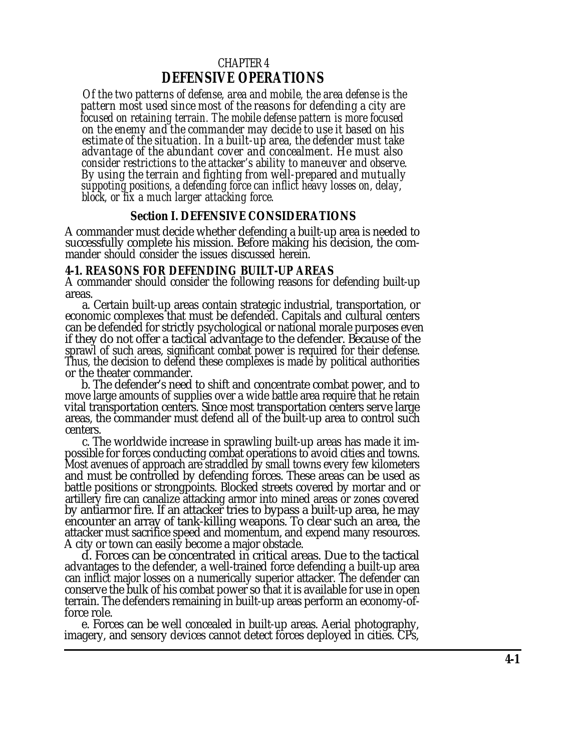CHAPTER 4

# DEFENSIVE OPERATIONS

*Of the two patterns of defense, area and mobile, the area defense is the pattern most used since most of the reasons for defending a city are focused on retaining terrain. The mobile defense pattern is more focused on the enemy and the commander may decide to use it based on his estimate of the situation. In a built-up area, the defender must take advantage of the abundant cover and concealment. He must also consider restrictions to the attacker's ability to maneuver and observe. By using the terrain and fighting from well-prepared and mutually suppoting positions, a defending force can inflict heavy losses on, delay, block, or fix a much larger attacking force.*

## Section I. DEFENSIVE CONSIDERATIONS

A commander must decide whether defending a built-up area is needed to successfully complete his mission. Before making his decision, the commander should consider the issues discussed herein.

### 4-1. REASONS FOR DEFENDING BUILT-UP AREAS

A commander should consider the following reasons for defending built-up areas.

a. Certain built-up areas contain strategic industrial, transportation, or economic complexes that must be defended. Capitals and cultural centers can be defended for strictly psychological or national morale purposes even if they do not offer a tactical advantage to the defender. Because of the sprawl of such areas, significant combat power is required for their defense. Thus, the decision to defend these complexes is made by political authorities or the theater commander.

b. The defender's need to shift and concentrate combat power, and to move large amounts of supplies over a wide battle area require that he retain vital transportation centers. Since most transportation centers serve large areas, the commander must defend all of the built-up area to control such centers.

c. The worldwide increase in sprawling built-up areas has made it impossible for forces conducting combat operations to avoid cities and towns. Most avenues of approach are straddled by small towns every few kilometers and must be controlled by defending forces. These areas can be used as battle positions or strongpoints. Blocked streets covered by mortar and or artillery fire can canalize attacking armor into mined areas or zones covered by antiarmor fire. If an attacker tries to bypass a built-up area, he may encounter an array of tank-killing weapons. To clear such an area, the attacker must sacrifice speed and momentum, and expend many resources. A city or town can easily become a major obstacle.

d. Forces can be concentrated in critical areas. Due to the tactical advantages to the defender, a well-trained force defending a built-up area can inflict major losses on a numerically superior attacker. The defender can conserve the bulk of his combat power so that it is available for use in open terrain. The defenders remaining in built-up areas perform an economy-of-force role.

e. Forces can be well concealed in built-up areas. Aerial photography, imagery, and sensory devices cannot detect forces deployed in cities. CPs,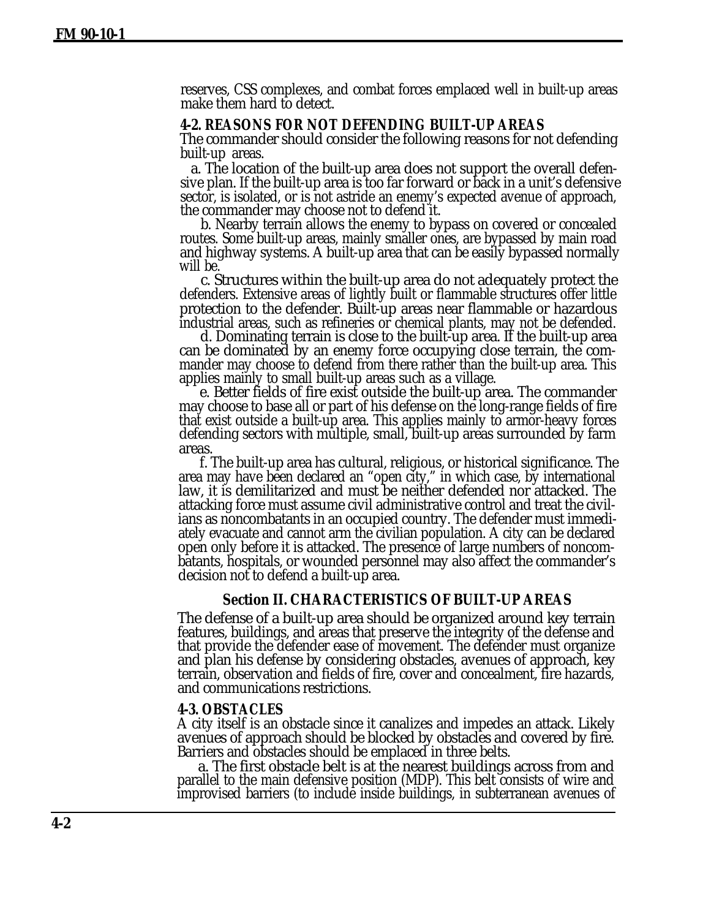reserves, CSS complexes, and combat forces emplaced well in built-up areas make them hard to detect.

### 4-2. REASONS FOR NOT DEFENDING BUILT-UP AREAS

The commander should consider the following reasons for not defending built-up areas.

a. The location of the built-up area does not support the overall defensive plan. If the built-up area is too far forward or back in a unit's defensive sector, is isolated, or is not astride an enemy's expected avenue of approach, the commander may choose not to defend it.

b. Nearby terrain allows the enemy to bypass on covered or concealed routes. Some built-up areas, mainly smaller ones, are bypassed by main road and highway systems. A built-up area that can be easily bypassed normally will be.

c. Structures within the built-up area do not adequately protect the defenders. Extensive areas of lightly built or flammable structures offer little protection to the defender. Built-up areas near flammable or hazardous industrial areas, such as refineries or chemical plants, may not be defended.

d. Dominating terrain is close to the built-up area. If the built-up area can be dominated by an enemy force occupying close terrain, the commander may choose to defend from there rather than the built-up area. This applies mainly to small built-up areas such as a village.

e. Better fields of fire exist outside the built-up area. The commander may choose to base all or part of his defense on the long-range fields of fire that exist outside a built-up area. This applies mainly to armor-heavy forces defending sectors with multiple, small, built-up areas surrounded by farm areas.

f. The built-up area has cultural, religious, or historical significance. The area may have been declared an "open city," in which case, by international law, it is demilitarized and must be neither defended nor attacked. The attacking force must assume civil administrative control and treat the civilians as noncombatants in an occupied country. The defender must immediately evacuate and cannot arm the civilian population. A city can be declared open only before it is attacked. The presence of large numbers of noncombatants, hospitals, or wounded personnel may also affect the commander's decision not to defend a built-up area.

## Section II. CHARACTERISTICS OF BUILT-UP AREAS

The defense of a built-up area should be organized around key terrain features, buildings, and areas that preserve the integrity of the defense and that provide the defender ease of movement. The defender must organize and plan his defense by considering obstacles, avenues of approach, key terrain, observation and fields of fire, cover and concealment, fire hazards, and communications restrictions.

### 4-3. OBSTACLES

A city itself is an obstacle since it canalizes and impedes an attack. Likely avenues of approach should be blocked by obstacles and covered by fire. Barriers and obstacles should be emplaced in three belts.

a. The first obstacle belt is at the nearest buildings across from and parallel to the main defensive position (MDP). This belt consists of wire and improvised barriers (to include inside buildings, in subterranean avenues of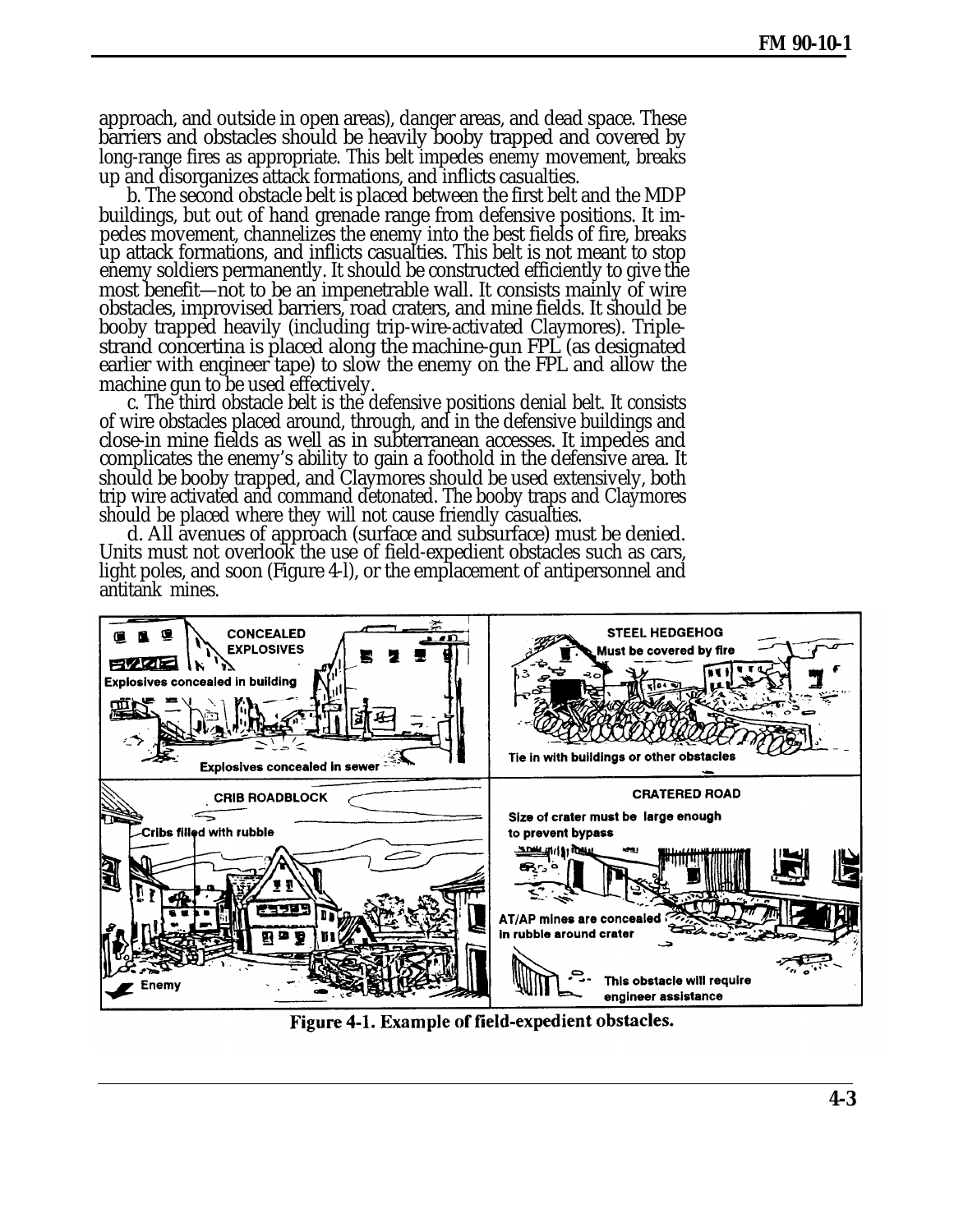approach, and outside in open areas), danger areas, and dead space. These barriers and obstacles should be heavily booby trapped and covered by long-range fires as appropriate. This belt impedes enemy movement, breaks up and disorganizes attack formations, and inflicts casualties.

b. The second obstacle belt is placed between the first belt and the MDP buildings, but out of hand grenade range from defensive positions. It impedes movement, channelizes the enemy into the best fields of fire, breaks up attack formations, and inflicts casualties. This belt is not meant to stop enemy soldiers permanently. It should be constructed efficiently to give the most benefit—not to be an impenetrable wall. It consists mainly of wire obstacles, improvised barriers, road craters, and mine fields. It should be booby trapped heavily (including trip-wire-activated Claymores). Triple-strand concertina is placed along the machine-gun FPL (as designated earlier with engineer tape) to slow the enemy on the FPL and allow the machine gun to be used effectively.

c. The third obstacle belt is the defensive positions denial belt. It consists of wire obstacles placed around, through, and in the defensive buildings and close-in mine fields as well as in subterranean accesses. It impedes and complicates the enemy's ability to gain a foothold in the defensive area. It should be booby trapped, and Claymores should be used extensively, both trip wire activated and command detonated. The booby traps and Claymores should be placed where they will not cause friendly casualties.

d. All avenues of approach (surface and subsurface) must be denied. Units must not overlook the use of field-expedient obstacles such as cars, light poles, and soon (Figure 4-l), or the emplacement of antipersonnel and antitank mines.

**Figure 4-1. Example of field-expedient obstacles.**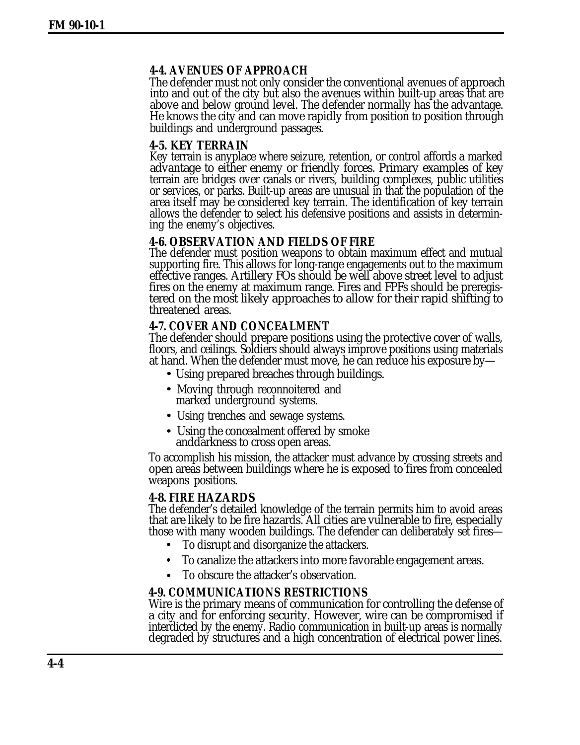**4-4. AVENUES OF APPROACH**

The defender must not only consider the conventional avenues of approach into and out of the city but also the avenues within built-up areas that are above and below ground level. The defender normally has the advantage. He knows the city and can move rapidly from position to position through buildings and underground passages.

**4-5. KEY TERRAIN**

Key terrain is anyplace where seizure, retention, or control affords a marked advantage to either enemy or friendly forces. Primary examples of key terrain are bridges over canals or rivers, building complexes, public utilities or services, or parks. Built-up areas are unusual in that the population of the area itself may be considered key terrain. The identification of key terrain allows the defender to select his defensive positions and assists in determining the enemy's objectives.

**4-6. OBSERVATION AND FIELDS OF FIRE**

The defender must position weapons to obtain maximum effect and mutual supporting fire. This allows for long-range engagements out to the maximum effective ranges. Artillery FOs should be well above street level to adjust fires on the enemy at maximum range. Fires and FPFs should be preregistered on the most likely approaches to allow for their rapid shifting to threatened areas.

**4-7. COVER AND CONCEALMENT**

The defender should prepare positions using the protective cover of walls, floors, and ceilings. Soldiers should always improve positions using materials at hand. When the defender must move, he can reduce his exposure by—

- Using prepared breaches through buildings.
- Moving through reconnoitered and marked underground systems.
- Using trenches and sewage systems.
- Using the concealment offered by smoke anddarkness to cross open areas.

To accomplish his mission, the attacker must advance by crossing streets and open areas between buildings where he is exposed to fires from concealed weapons positions.

**4-8. FIRE HAZARDS**

The defender's detailed knowledge of the terrain permits him to avoid areas that are likely to be fire hazards. All cities are vulnerable to fire, especially those with many wooden buildings. The defender can deliberately set fires—

- To disrupt and disorganize the attackers.
- To canalize the attackers into more favorable engagement areas.
- To obscure the attacker's observation.

**4-9. COMMUNICATIONS RESTRICTIONS**

Wire is the primary means of communication for controlling the defense of a city and for enforcing security. However, wire can be compromised if interdicted by the enemy. Radio communication in built-up areas is normally degraded by structures and a high concentration of electrical power lines.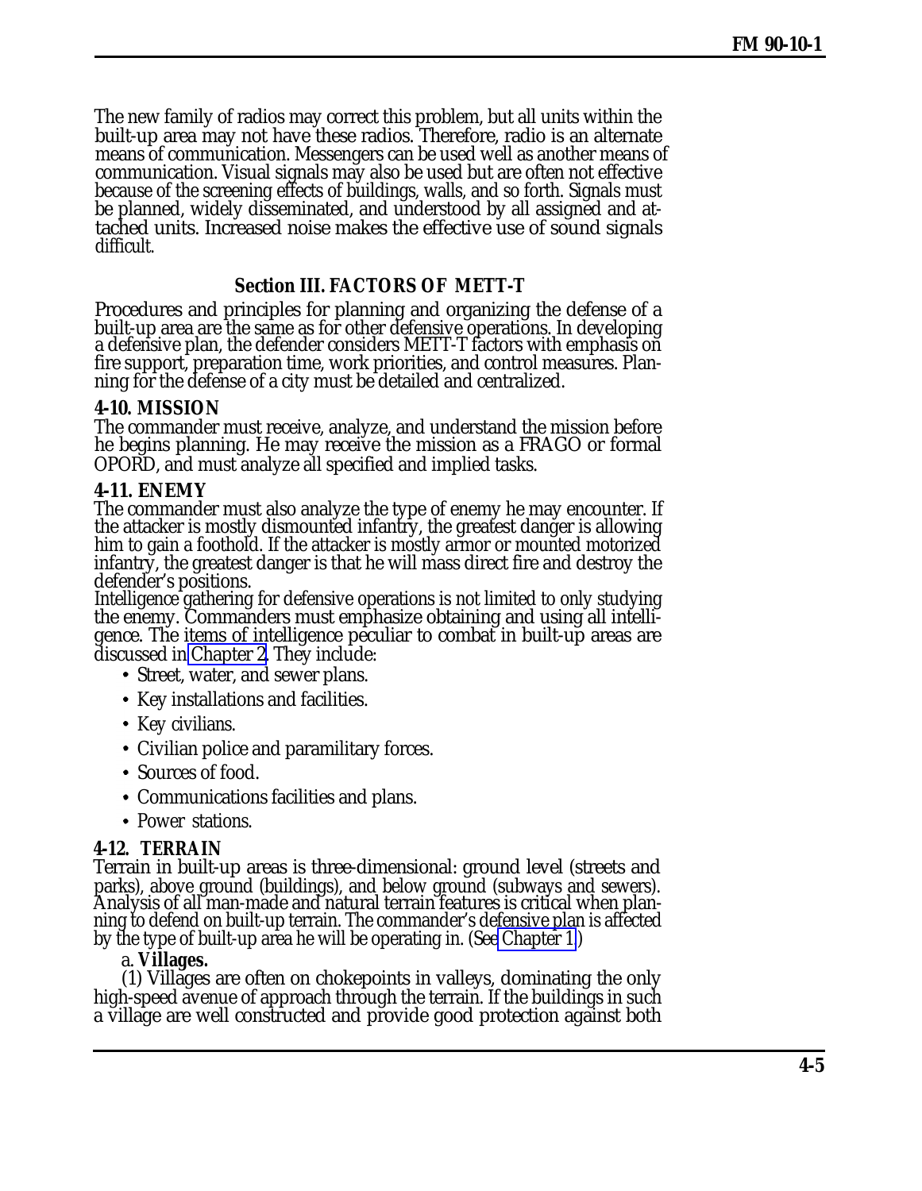The new family of radios may correct this problem, but all units within the built-up area may not have these radios. Therefore, radio is an alternate means of communication. Messengers can be used well as another means of communication. Visual signals may also be used but are often not effective because of the screening effects of buildings, walls, and so forth. Signals must be planned, widely disseminated, and understood by all assigned and attached units. Increased noise makes the effective use of sound signals difficult.

## Section III. FACTORS OF METT-T

Procedures and principles for planning and organizing the defense of a built-up area are the same as for other defensive operations. In developing a defensive plan, the defender considers METT-T factors with emphasis on fire support, preparation time, work priorities, and control measures. Planning for the defense of a city must be detailed and centralized.

### 4-10. MISSION

The commander must receive, analyze, and understand the mission before he begins planning. He may receive the mission as a FRAGO or formal OPORD, and must analyze all specified and implied tasks.

### 4-11. ENEMY

The commander must also analyze the type of enemy he may encounter. If the attacker is mostly dismounted infantry, the greatest danger is allowing him to gain a foothold. If the attacker is mostly armor or mounted motorized infantry, the greatest danger is that he will mass direct fire and destroy the defender's positions.

Intelligence gathering for defensive operations is not limited to only studying the enemy. Commanders must emphasize obtaining and using all intelligence. The items of intelligence peculiar to combat in built-up areas are discussed in Chapter 2. They include:

- Street, water, and sewer plans.
- Key installations and facilities.
- Key civilians.
- Civilian police and paramilitary forces.
- Sources of food.
- Communications facilities and plans.
- Power stations.

### 4-12. TERRAIN

Terrain in built-up areas is three-dimensional: ground level (streets and parks), above ground (buildings), and below ground (subways and sewers). Analysis of all man-made and natural terrain features is critical when planning to defend on built-up terrain. The commander's defensive plan is affected by the type of built-up area he will be operating in. (See Chapter 1.)

a. **Villages.**

(1) Villages are often on chokepoints in valleys, dominating the only high-speed avenue of approach through the terrain. If the buildings in such a village are well constructed and provide good protection against both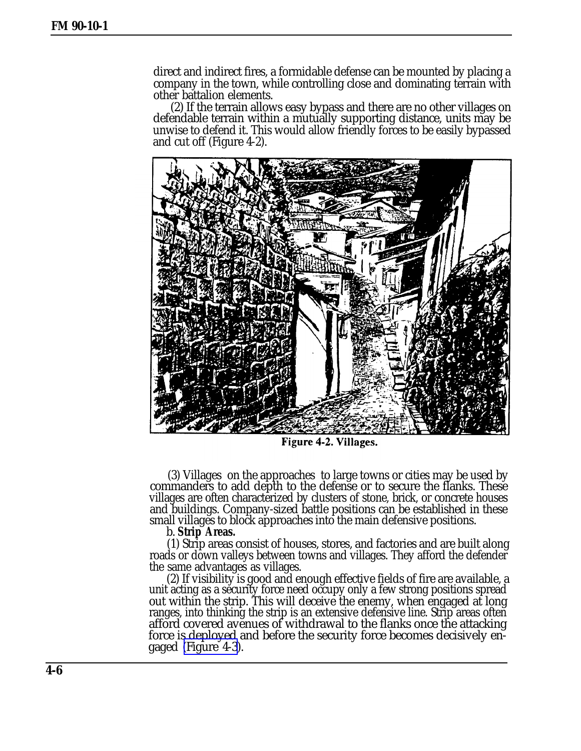direct and indirect fires, a formidable defense can be mounted by placing a company in the town, while controlling close and dominating terrain with other battalion elements.

(2) If the terrain allows easy bypass and there are no other villages on defendable terrain within a mutually supporting distance, units may be unwise to defend it. This would allow friendly forces to be easily bypassed and cut off (Figure 4-2).

Figure 4-2. Villages.

(3) Villages on the approaches to large towns or cities may be used by commanders to add depth to the defense or to secure the flanks. These villages are often characterized by clusters of stone, brick, or concrete houses and buildings. Company-sized battle positions can be established in these small villages to block approaches into the main defensive positions.

b. ***Strip Areas.***

(1) Strip areas consist of houses, stores, and factories and are built along roads or down valleys between towns and villages. They afford the defender the same advantages as villages.

(2) If visibility is good and enough effective fields of fire are available, a unit acting as a security force need occupy only a few strong positions spread out within the strip. This will deceive the enemy, when engaged at long ranges, into thinking the strip is an extensive defensive line. Strip areas often afford covered avenues of withdrawal to the flanks once the attacking force is deployed and before the security force becomes decisively engaged (Figure 4-3).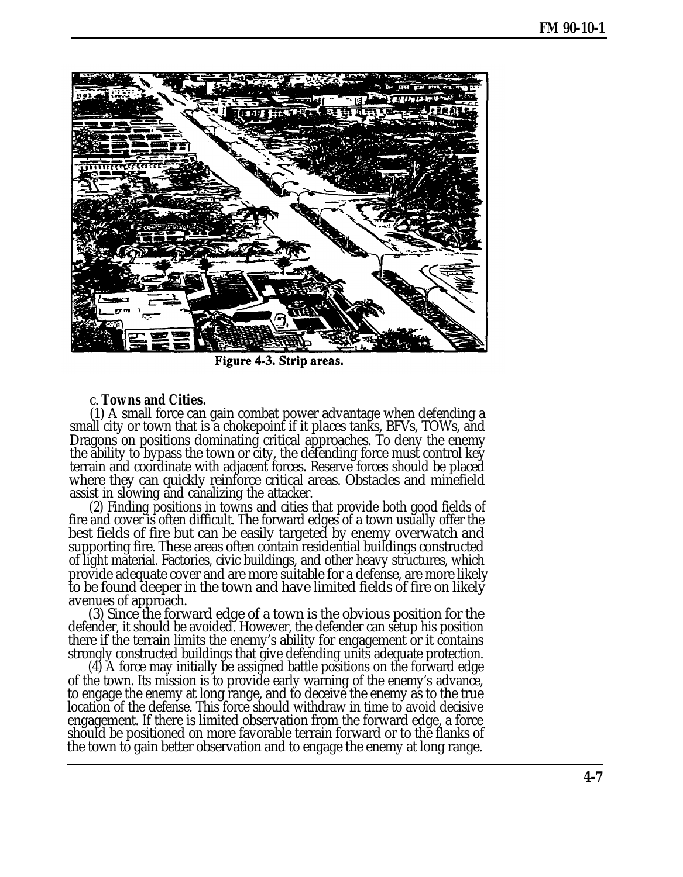Figure 4-3. Strip areas.

c. **Towns and Cities.**

(1) A small force can gain combat power advantage when defending a small city or town that is a chokepoint if it places tanks, BFVs, TOWs, and Dragons on positions dominating critical approaches. To deny the enemy the ability to bypass the town or city, the defending force must control key terrain and coordinate with adjacent forces. Reserve forces should be placed where they can quickly reinforce critical areas. Obstacles and minefield assist in slowing and canalizing the attacker.

(2) Finding positions in towns and cities that provide both good fields of fire and cover is often difficult. The forward edges of a town usually offer the best fields of fire but can be easily targeted by enemy overwatch and supporting fire. These areas often contain residential buildings constructed of light material. Factories, civic buildings, and other heavy structures, which provide adequate cover and are more suitable for a defense, are more likely to be found deeper in the town and have limited fields of fire on likely avenues of approach.

(3) Since the forward edge of a town is the obvious position for the defender, it should be avoided. However, the defender can setup his position there if the terrain limits the enemy's ability for engagement or it contains strongly constructed buildings that give defending units adequate protection.

(4) A force may initially be assigned battle positions on the forward edge of the town. Its mission is to provide early warning of the enemy's advance, to engage the enemy at long range, and to deceive the enemy as to the true location of the defense. This force should withdraw in time to avoid decisive engagement. If there is limited observation from the forward edge, a force should be positioned on more favorable terrain forward or to the flanks of the town to gain better observation and to engage the enemy at long range.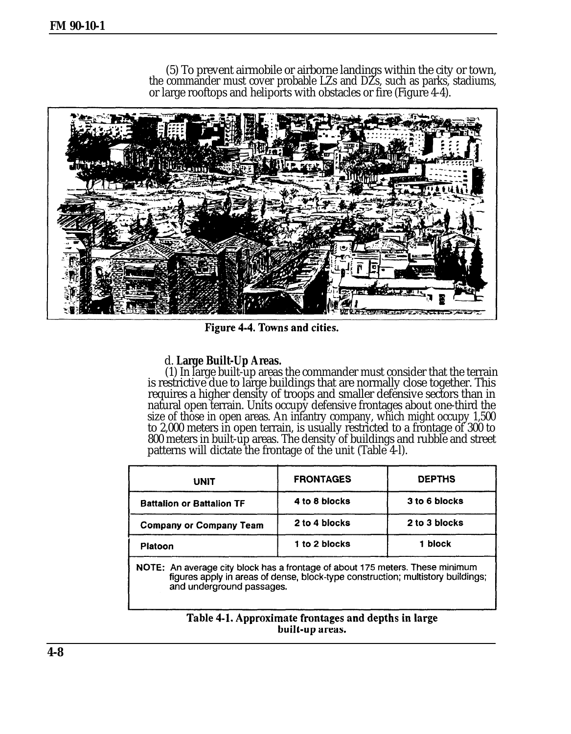(5) To prevent airmobile or airborne landings within the city or town, the commander must cover probable LZs and DZs, such as parks, stadiums, or large rooftops and heliports with obstacles or fire (Figure 4-4).

Figure 4-4. Towns and cities.

d. **Large Built-Up Areas.**

(1) In large built-up areas the commander must consider that the terrain is restrictive due to large buildings that are normally close together. This requires a higher density of troops and smaller defensive sectors than in natural open terrain. Units occupy defensive frontages about one-third the size of those in open areas. An infantry company, which might occupy 1,500 to 2,000 meters in open terrain, is usually restricted to a frontage of 300 to 800 meters in built-up areas. The density of buildings and rubble and street patterns will dictate the frontage of the unit (Table 4-l).

| UNIT | FRONTAGES | DEPTHS |
| --- | --- | --- |
| Battalion or Battalion TF | 4 to 8 blocks | 3 to 6 blocks |
| Company or Company Team | 2 to 4 blocks | 2 to 3 blocks |
| Platoon | 1 to 2 blocks | 1 block |

NOTE: An average city block has a frontage of about 175 meters. These minimum figures apply in areas of dense, block-type construction; multistory buildings; and underground passages.

Table 4-1. Approximate frontages and depths in large built-up areas.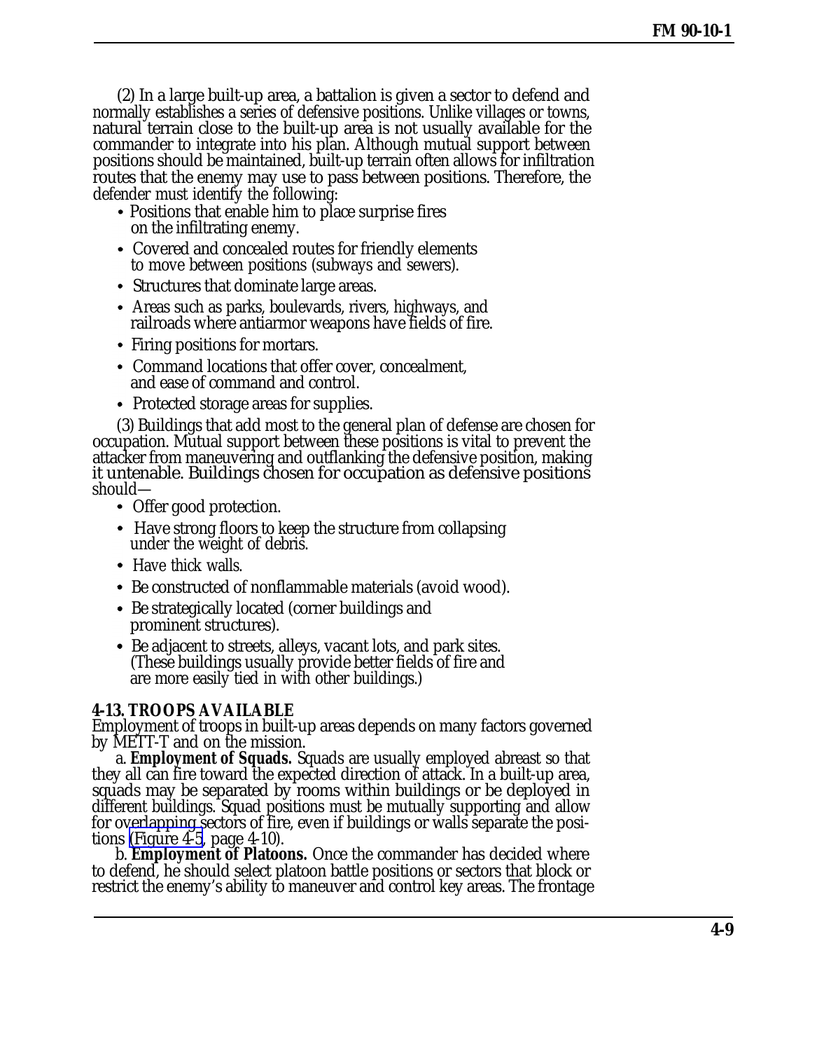(2) In a large built-up area, a battalion is given a sector to defend and normally establishes a series of defensive positions. Unlike villages or towns, natural terrain close to the built-up area is not usually available for the commander to integrate into his plan. Although mutual support between positions should be maintained, built-up terrain often allows for infiltration routes that the enemy may use to pass between positions. Therefore, the defender must identify the following:

- Positions that enable him to place surprise fires on the infiltrating enemy.
- Covered and concealed routes for friendly elements to move between positions (subways and sewers).
- Structures that dominate large areas.
- Areas such as parks, boulevards, rivers, highways, and railroads where antiarmor weapons have fields of fire.
- Firing positions for mortars.
- Command locations that offer cover, concealment, and ease of command and control.
- Protected storage areas for supplies.

(3) Buildings that add most to the general plan of defense are chosen for occupation. Mutual support between these positions is vital to prevent the attacker from maneuvering and outflanking the defensive position, making it untenable. Buildings chosen for occupation as defensive positions should—

- Offer good protection.
- Have strong floors to keep the structure from collapsing under the weight of debris.
- Have thick walls.
- Be constructed of nonflammable materials (avoid wood).
- Be strategically located (corner buildings and prominent structures).
- Be adjacent to streets, alleys, vacant lots, and park sites. (These buildings usually provide better fields of fire and are more easily tied in with other buildings.)

**4-13. TROOPS AVAILABLE**

Employment of troops in built-up areas depends on many factors governed by METT-T and on the mission.

a. **Employment of Squads.** Squads are usually employed abreast so that they all can fire toward the expected direction of attack. In a built-up area, squads may be separated by rooms within buildings or be deployed in different buildings. Squad positions must be mutually supporting and allow for overlapping sectors of fire, even if buildings or walls separate the positions (Figure 4-5, page 4-10).

b. **Employment of Platoons.** Once the commander has decided where to defend, he should select platoon battle positions or sectors that block or restrict the enemy's ability to maneuver and control key areas. The frontage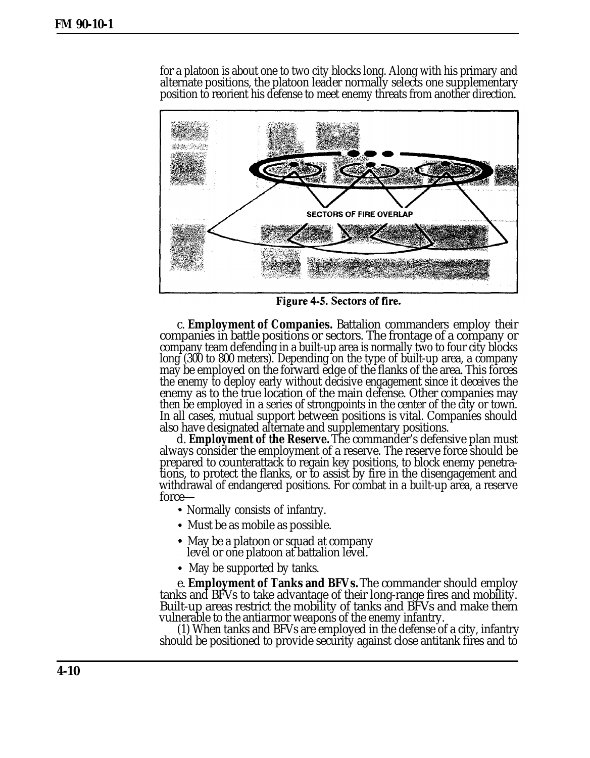for a platoon is about one to two city blocks long. Along with his primary and alternate positions, the platoon leader normally selects one supplementary position to reorient his defense to meet enemy threats from another direction.

SECTORS OF FIRE OVERLAP

**Figure 4-5. Sectors of fire.**

c. **Employment of Companies.** Battalion commanders employ their companies in battle positions or sectors. The frontage of a company or company team defending in a built-up area is normally two to four city blocks long (300 to 800 meters). Depending on the type of built-up area, a company may be employed on the forward edge of the flanks of the area. This forces the enemy to deploy early without decisive engagement since it deceives the enemy as to the true location of the main defense. Other companies may then be employed in a series of strongpoints in the center of the city or town. In all cases, mutual support between positions is vital. Companies should also have designated alternate and supplementary positions.

d. **Employment of the Reserve.** The commander's defensive plan must always consider the employment of a reserve. The reserve force should be prepared to counterattack to regain key positions, to block enemy penetrations, to protect the flanks, or to assist by fire in the disengagement and withdrawal of endangered positions. For combat in a built-up area, a reserve force—

- Normally consists of infantry.
- Must be as mobile as possible.
- May be a platoon or squad at company level or one platoon at battalion level.
- May be supported by tanks.

e. **Employment of Tanks and BFVs.** The commander should employ tanks and BFVs to take advantage of their long-range fires and mobility. Built-up areas restrict the mobility of tanks and BFVs and make them vulnerable to the antiarmor weapons of the enemy infantry.

(1) When tanks and BFVs are employed in the defense of a city, infantry should be positioned to provide security against close antitank fires and to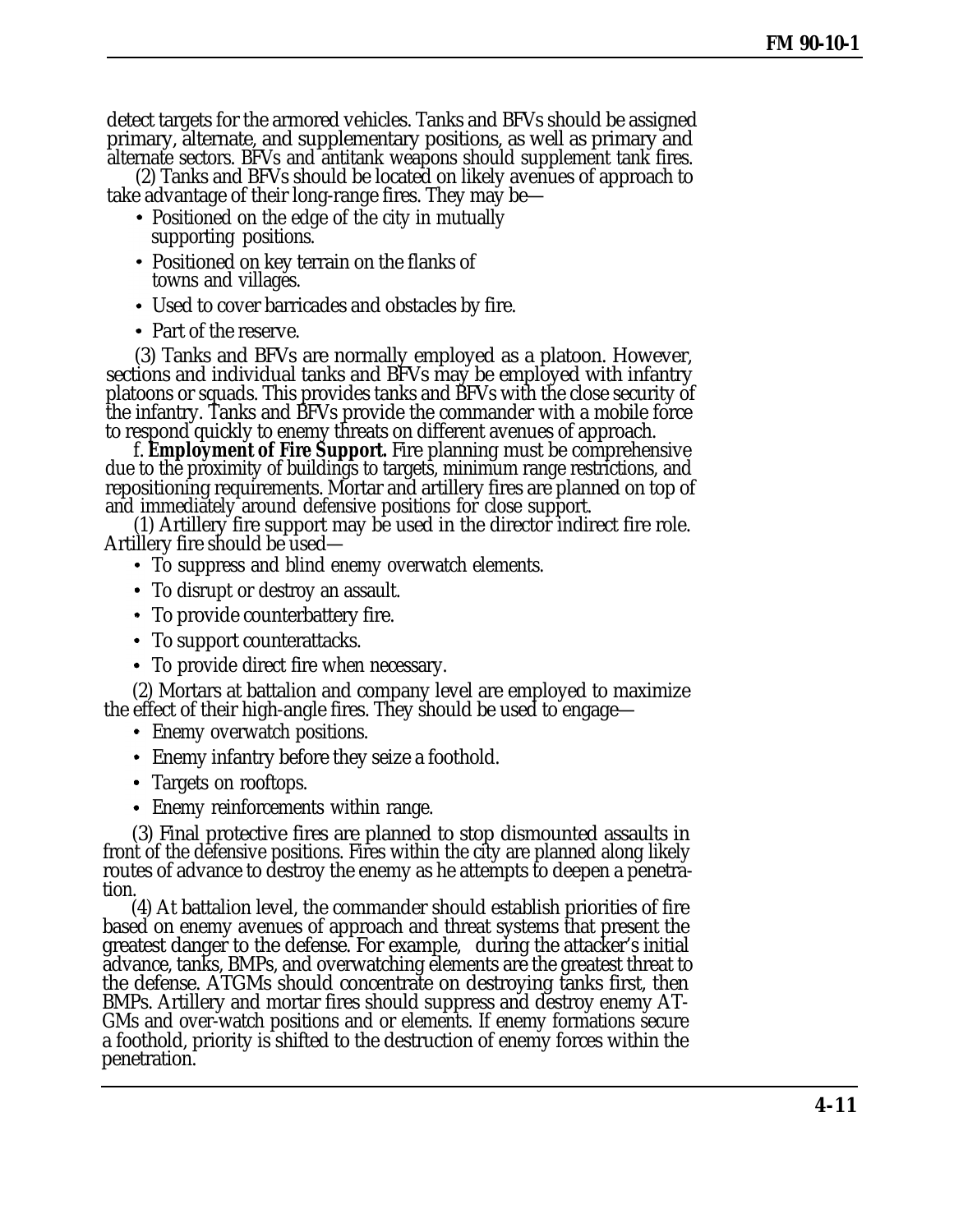detect targets for the armored vehicles. Tanks and BFVs should be assigned primary, alternate, and supplementary positions, as well as primary and alternate sectors. BFVs and antitank weapons should supplement tank fires.

(2) Tanks and BFVs should be located on likely avenues of approach to take advantage of their long-range fires. They may be—

- Positioned on the edge of the city in mutually supporting positions.
- Positioned on key terrain on the flanks of towns and villages.
- Used to cover barricades and obstacles by fire.
- Part of the reserve.

(3) Tanks and BFVs are normally employed as a platoon. However, sections and individual tanks and BFVs may be employed with infantry platoons or squads. This provides tanks and BFVs with the close security of the infantry. Tanks and BFVs provide the commander with a mobile force to respond quickly to enemy threats on different avenues of approach.

f. **Employment of Fire Support.** Fire planning must be comprehensive due to the proximity of buildings to targets, minimum range restrictions, and repositioning requirements. Mortar and artillery fires are planned on top of and immediately around defensive positions for close support.

(1) Artillery fire support may be used in the director indirect fire role. Artillery fire should be used—

- To suppress and blind enemy overwatch elements.
- To disrupt or destroy an assault.
- To provide counterbattery fire.
- To support counterattacks.
- To provide direct fire when necessary.

(2) Mortars at battalion and company level are employed to maximize the effect of their high-angle fires. They should be used to engage—

- Enemy overwatch positions.
- Enemy infantry before they seize a foothold.
- Targets on rooftops.
- Enemy reinforcements within range.

(3) Final protective fires are planned to stop dismounted assaults in front of the defensive positions. Fires within the city are planned along likely routes of advance to destroy the enemy as he attempts to deepen a penetration.

(4) At battalion level, the commander should establish priorities of fire based on enemy avenues of approach and threat systems that present the greatest danger to the defense. For example, during the attacker's initial advance, tanks, BMPs, and overwatching elements are the greatest threat to the defense. ATGMs should concentrate on destroying tanks first, then BMPs. Artillery and mortar fires should suppress and destroy enemy ATGMs and over-watch positions and or elements. If enemy formations secure a foothold, priority is shifted to the destruction of enemy forces within the penetration.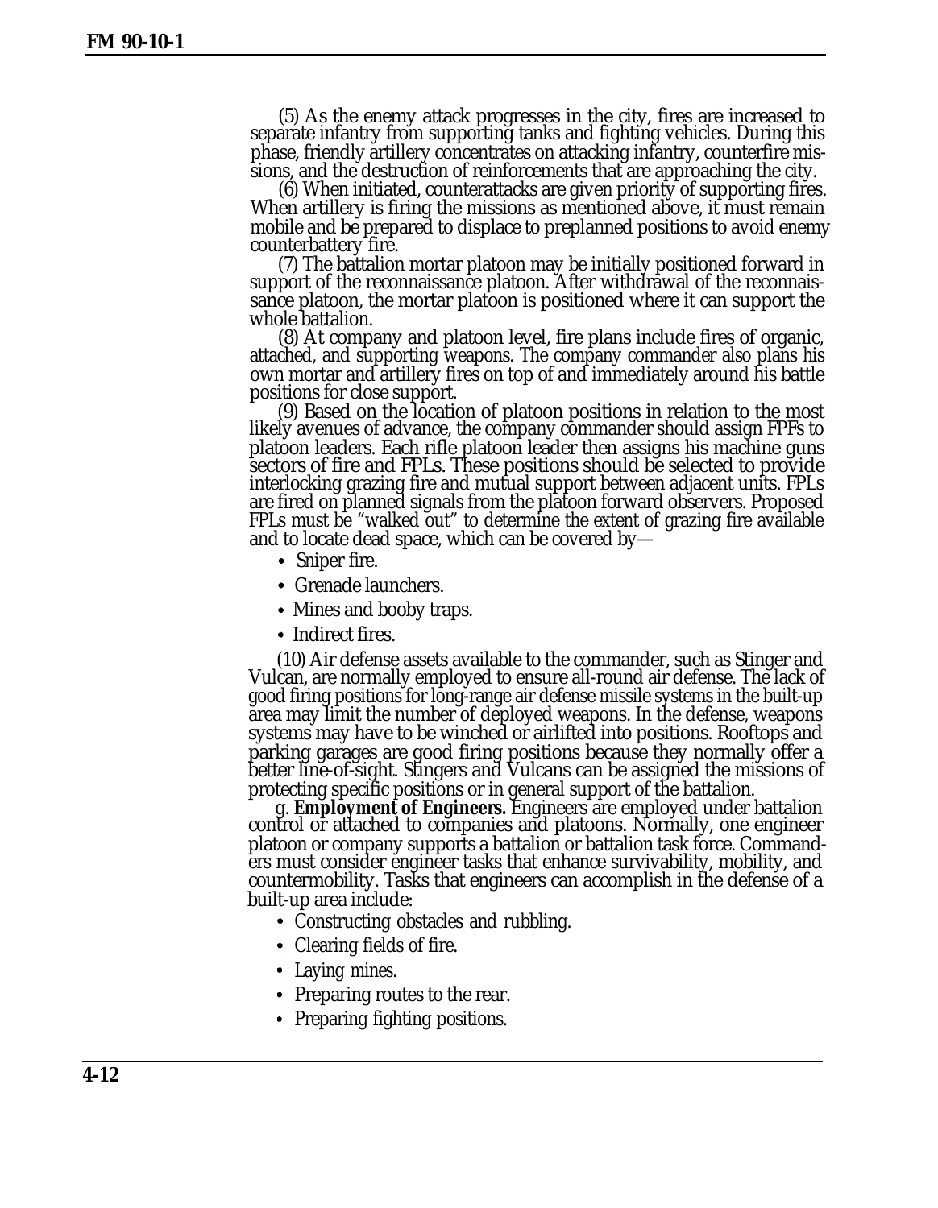(5) As the enemy attack progresses in the city, fires are increased to separate infantry from supporting tanks and fighting vehicles. During this phase, friendly artillery concentrates on attacking infantry, counterfire missions, and the destruction of reinforcements that are approaching the city.

(6) When initiated, counterattacks are given priority of supporting fires. When artillery is firing the missions as mentioned above, it must remain mobile and be prepared to displace to preplanned positions to avoid enemy counterbattery fire.

(7) The battalion mortar platoon may be initially positioned forward in support of the reconnaissance platoon. After withdrawal of the reconnaissance platoon, the mortar platoon is positioned where it can support the whole battalion.

(8) At company and platoon level, fire plans include fires of organic, attached, and supporting weapons. The company commander also plans his own mortar and artillery fires on top of and immediately around his battle positions for close support.

(9) Based on the location of platoon positions in relation to the most likely avenues of advance, the company commander should assign FPFs to platoon leaders. Each rifle platoon leader then assigns his machine guns sectors of fire and FPLs. These positions should be selected to provide interlocking grazing fire and mutual support between adjacent units. FPLs are fired on planned signals from the platoon forward observers. Proposed FPLs must be "walked out" to determine the extent of grazing fire available and to locate dead space, which can be covered by—

- Sniper fire.
- Grenade launchers.
- Mines and booby traps.
- Indirect fires.

(10) Air defense assets available to the commander, such as Stinger and Vulcan, are normally employed to ensure all-round air defense. The lack of good firing positions for long-range air defense missile systems in the built-up area may limit the number of deployed weapons. In the defense, weapons systems may have to be winched or airlifted into positions. Rooftops and parking garages are good firing positions because they normally offer a better line-of-sight. Stingers and Vulcans can be assigned the missions of protecting specific positions or in general support of the battalion.

g. **Employment of Engineers.** Engineers are employed under battalion control or attached to companies and platoons. Normally, one engineer platoon or company supports a battalion or battalion task force. Commanders must consider engineer tasks that enhance survivability, mobility, and countermobility. Tasks that engineers can accomplish in the defense of a built-up area include:

- Constructing obstacles and rubbling.
- Clearing fields of fire.
- Laying mines.
- Preparing routes to the rear.
- Preparing fighting positions.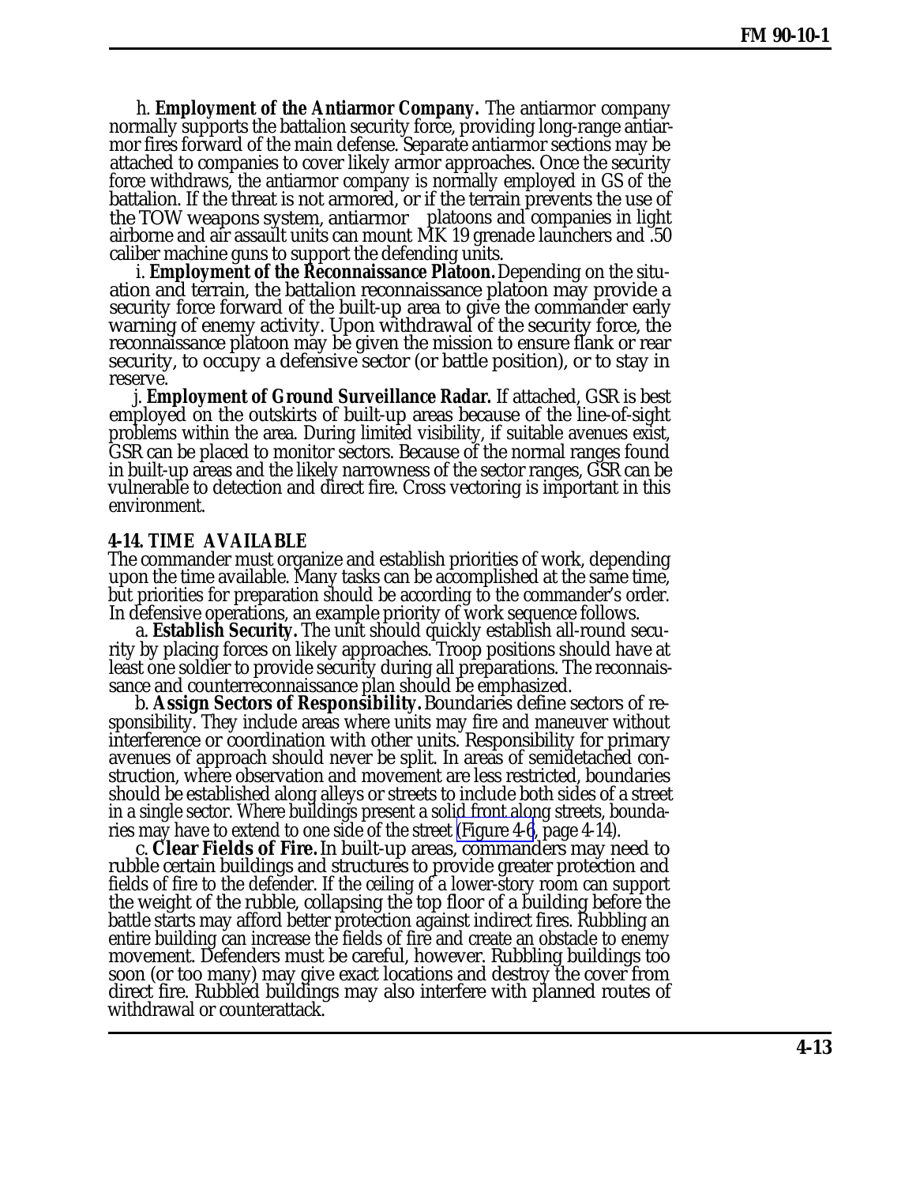h. **Employment of the Antiarmor Company.** The antiarmor company normally supports the battalion security force, providing long-range antiarmor fires forward of the main defense. Separate antiarmor sections may be attached to companies to cover likely armor approaches. Once the security force withdraws, the antiarmor company is normally employed in GS of the battalion. If the threat is not armored, or if the terrain prevents the use of the TOW weapons system, antiarmor platoons and companies in light airborne and air assault units can mount MK 19 grenade launchers and .50 caliber machine guns to support the defending units.

i. **Employment of the Reconnaissance Platoon.** Depending on the situation and terrain, the battalion reconnaissance platoon may provide a security force forward of the built-up area to give the commander early warning of enemy activity. Upon withdrawal of the security force, the reconnaissance platoon may be given the mission to ensure flank or rear security, to occupy a defensive sector (or battle position), or to stay in reserve.

j. **Employment of Ground Surveillance Radar.** If attached, GSR is best employed on the outskirts of built-up areas because of the line-of-sight problems within the area. During limited visibility, if suitable avenues exist, GSR can be placed to monitor sectors. Because of the normal ranges found in built-up areas and the likely narrowness of the sector ranges, GSR can be vulnerable to detection and direct fire. Cross vectoring is important in this environment.

### 4-14. TIME AVAILABLE

The commander must organize and establish priorities of work, depending upon the time available. Many tasks can be accomplished at the same time, but priorities for preparation should be according to the commander's order. In defensive operations, an example priority of work sequence follows.

a. **Establish Security.** The unit should quickly establish all-round security by placing forces on likely approaches. Troop positions should have at least one soldier to provide security during all preparations. The reconnaissance and counterreconnaissance plan should be emphasized.

b. **Assign Sectors of Responsibility.** Boundaries define sectors of responsibility. They include areas where units may fire and maneuver without interference or coordination with other units. Responsibility for primary avenues of approach should never be split. In areas of semidetached construction, where observation and movement are less restricted, boundaries should be established along alleys or streets to include both sides of a street in a single sector. Where buildings present a solid front along streets, boundaries may have to extend to one side of the street (Figure 4-6, page 4-14).

c. **Clear Fields of Fire.** In built-up areas, commanders may need to rubble certain buildings and structures to provide greater protection and fields of fire to the defender. If the ceiling of a lower-story room can support the weight of the rubble, collapsing the top floor of a building before the battle starts may afford better protection against indirect fires. Rubbling an entire building can increase the fields of fire and create an obstacle to enemy movement. Defenders must be careful, however. Rubbling buildings too soon (or too many) may give exact locations and destroy the cover from direct fire. Rubbled buildings may also interfere with planned routes of withdrawal or counterattack.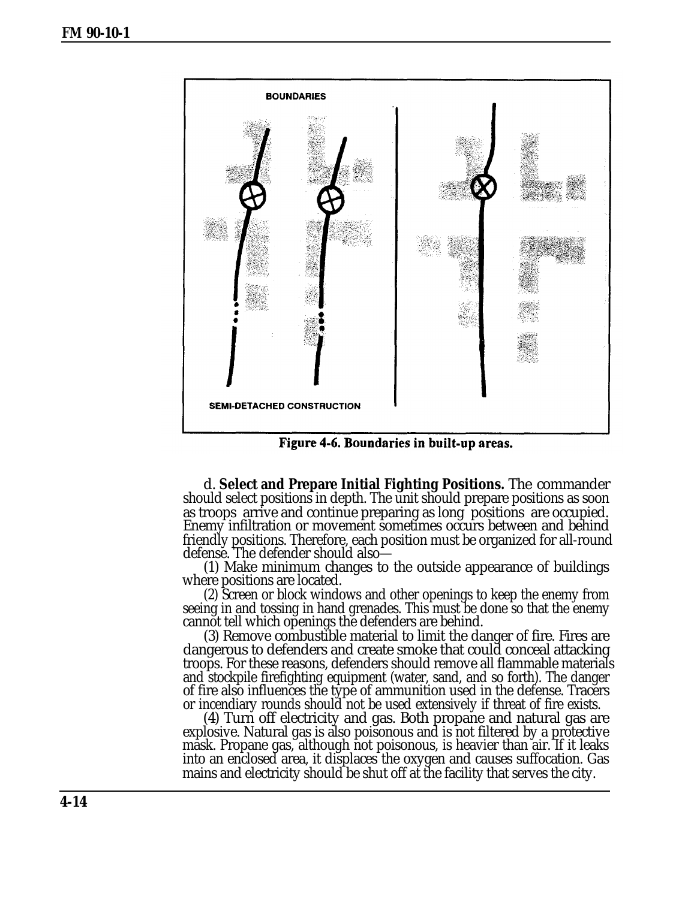BOUNDARIES

SEMI-DETACHED CONSTRUCTION

**Figure 4-6. Boundaries in built-up areas.**

d. **Select and Prepare Initial Fighting Positions.** The commander should select positions in depth. The unit should prepare positions as soon as troops arrive and continue preparing as long positions are occupied. Enemy infiltration or movement sometimes occurs between and behind friendly positions. Therefore, each position must be organized for all-round defense. The defender should also—

(1) Make minimum changes to the outside appearance of buildings where positions are located.

(2) Screen or block windows and other openings to keep the enemy from seeing in and tossing in hand grenades. This must be done so that the enemy cannot tell which openings the defenders are behind.

(3) Remove combustible material to limit the danger of fire. Fires are dangerous to defenders and create smoke that could conceal attacking troops. For these reasons, defenders should remove all flammable materials and stockpile firefighting equipment (water, sand, and so forth). The danger of fire also influences the type of ammunition used in the defense. Tracers or incendiary rounds should not be used extensively if threat of fire exists.

(4) Turn off electricity and gas. Both propane and natural gas are explosive. Natural gas is also poisonous and is not filtered by a protective mask. Propane gas, although not poisonous, is heavier than air. If it leaks into an enclosed area, it displaces the oxygen and causes suffocation. Gas mains and electricity should be shut off at the facility that serves the city.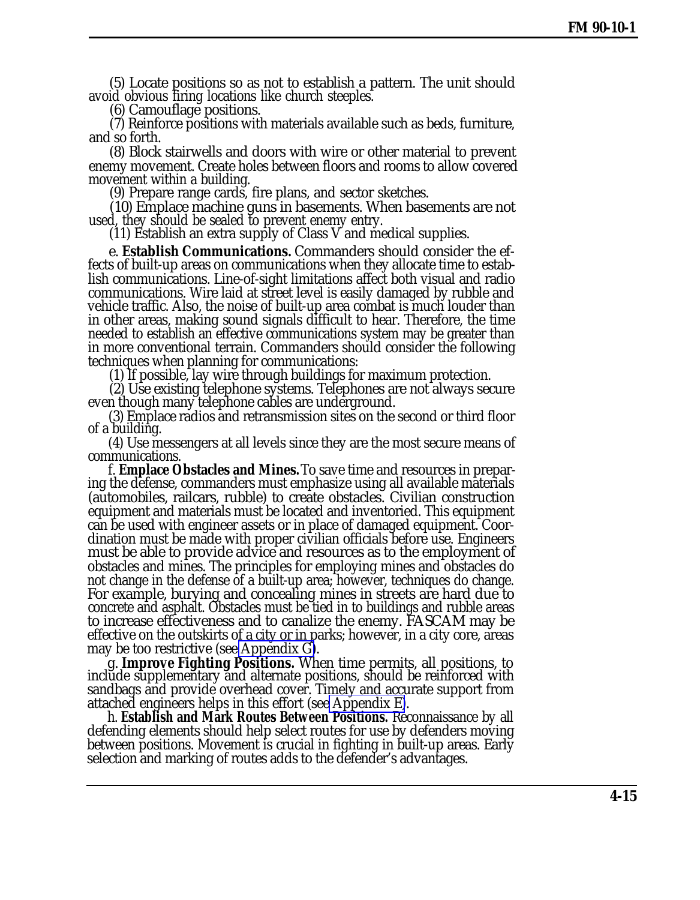(5) Locate positions so as not to establish a pattern. The unit should avoid obvious firing locations like church steeples.

(6) Camouflage positions.

(7) Reinforce positions with materials available such as beds, furniture, and so forth.

(8) Block stairwells and doors with wire or other material to prevent enemy movement. Create holes between floors and rooms to allow covered movement within a building.

(9) Prepare range cards, fire plans, and sector sketches.

(10) Emplace machine guns in basements. When basements are not used, they should be sealed to prevent enemy entry.

(11) Establish an extra supply of Class V and medical supplies.

e. **Establish Communications.** Commanders should consider the effects of built-up areas on communications when they allocate time to establish communications. Line-of-sight limitations affect both visual and radio communications. Wire laid at street level is easily damaged by rubble and vehicle traffic. Also, the noise of built-up area combat is much louder than in other areas, making sound signals difficult to hear. Therefore, the time needed to establish an effective communications system may be greater than in more conventional terrain. Commanders should consider the following techniques when planning for communications:

(1) If possible, lay wire through buildings for maximum protection.

(2) Use existing telephone systems. Telephones are not always secure even though many telephone cables are underground.

(3) Emplace radios and retransmission sites on the second or third floor of a building.

(4) Use messengers at all levels since they are the most secure means of communications.

f. **Emplace Obstacles and Mines.** To save time and resources in preparing the defense, commanders must emphasize using all available materials (automobiles, railcars, rubble) to create obstacles. Civilian construction equipment and materials must be located and inventoried. This equipment can be used with engineer assets or in place of damaged equipment. Coordination must be made with proper civilian officials before use. Engineers must be able to provide advice and resources as to the employment of obstacles and mines. The principles for employing mines and obstacles do not change in the defense of a built-up area; however, techniques do change. For example, burying and concealing mines in streets are hard due to concrete and asphalt. Obstacles must be tied in to buildings and rubble areas to increase effectiveness and to canalize the enemy. FASCAM may be effective on the outskirts of a city or in parks; however, in a city core, areas may be too restrictive (see Appendix G).

g. **Improve Fighting Positions.** When time permits, all positions, to include supplementary and alternate positions, should be reinforced with sandbags and provide overhead cover. Timely and accurate support from attached engineers helps in this effort (see Appendix E).

h. **Establish and Mark Routes Between Positions.** Reconnaissance by all defending elements should help select routes for use by defenders moving between positions. Movement is crucial in fighting in built-up areas. Early selection and marking of routes adds to the defender's advantages.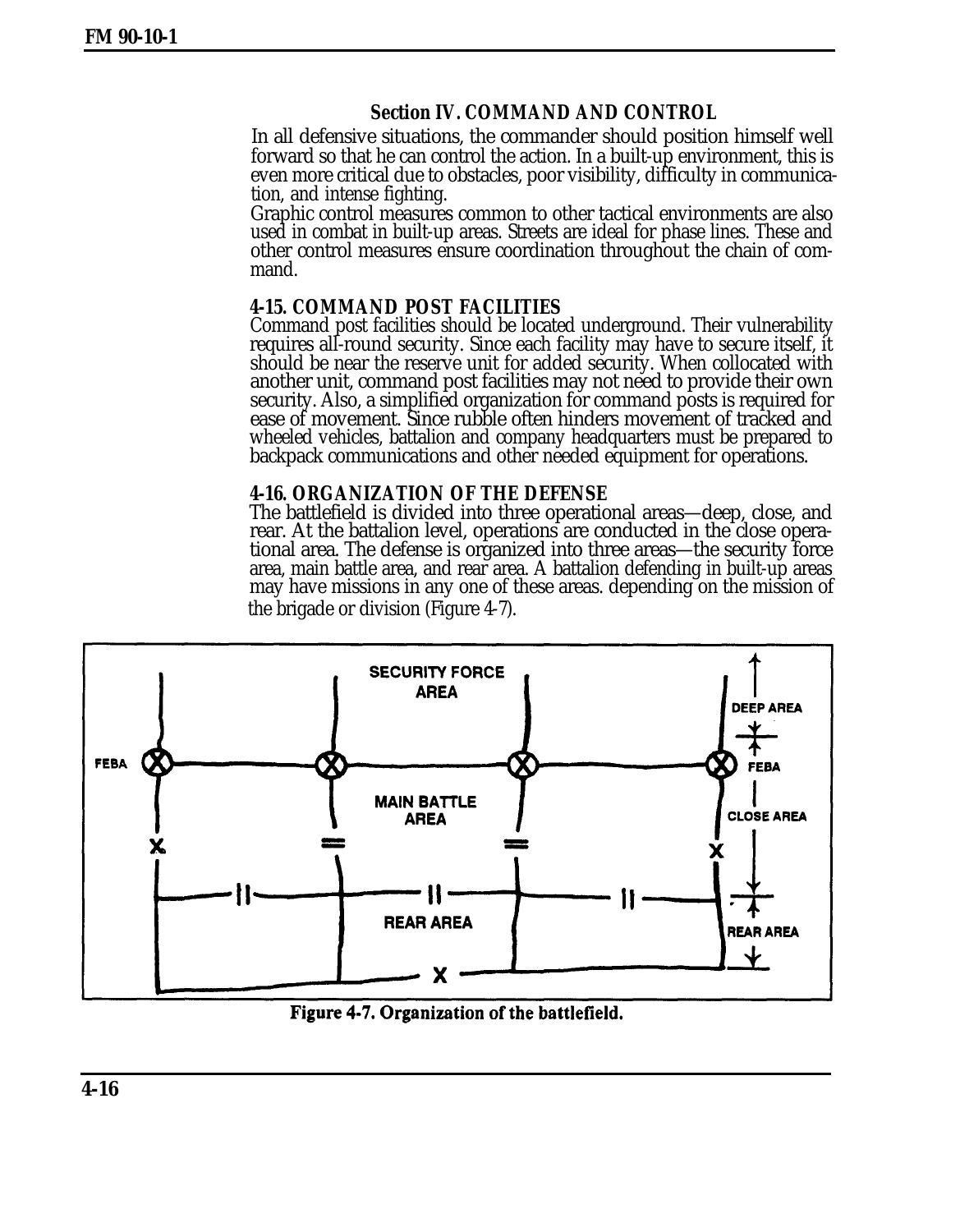## Section IV. COMMAND AND CONTROL

In all defensive situations, the commander should position himself well forward so that he can control the action. In a built-up environment, this is even more critical due to obstacles, poor visibility, difficulty in communication, and intense fighting.

Graphic control measures common to other tactical environments are also used in combat in built-up areas. Streets are ideal for phase lines. These and other control measures ensure coordination throughout the chain of command.

### 4-15. COMMAND POST FACILITIES

Command post facilities should be located underground. Their vulnerability requires all-round security. Since each facility may have to secure itself, it should be near the reserve unit for added security. When collocated with another unit, command post facilities may not need to provide their own security. Also, a simplified organization for command posts is required for ease of movement. Since rubble often hinders movement of tracked and wheeled vehicles, battalion and company headquarters must be prepared to backpack communications and other needed equipment for operations.

### 4-16. ORGANIZATION OF THE DEFENSE

The battlefield is divided into three operational areas—deep, close, and rear. At the battalion level, operations are conducted in the close operational area. The defense is organized into three areas—the security force area, main battle area, and rear area. A battalion defending in built-up areas may have missions in any one of these areas. depending on the mission of the brigade or division (Figure 4-7).

Figure 4-7. Organization of the battlefield.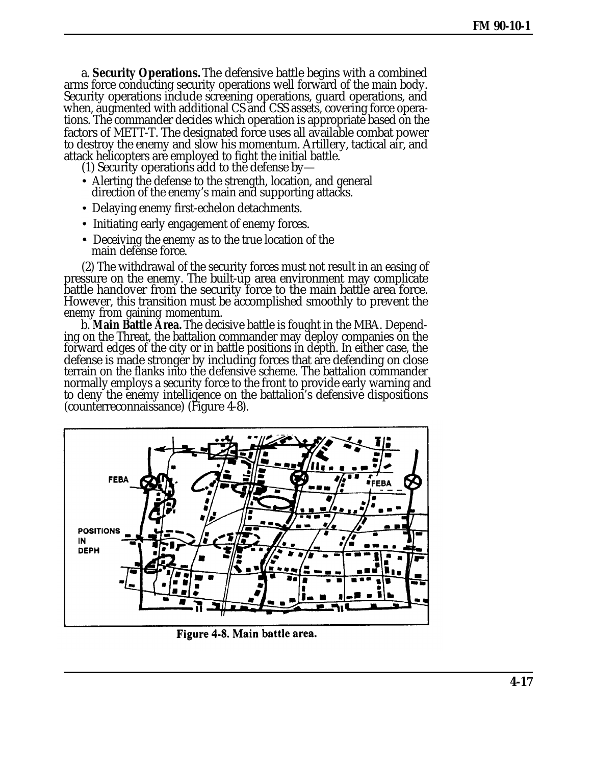a. **Security Operations.** The defensive battle begins with a combined arms force conducting security operations well forward of the main body. Security operations include screening operations, guard operations, and when, augmented with additional CS and CSS assets, covering force operations. The commander decides which operation is appropriate based on the factors of METT-T. The designated force uses all available combat power to destroy the enemy and slow his momentum. Artillery, tactical air, and attack helicopters are employed to fight the initial battle.

(1) Security operations add to the defense by—

- Alerting the defense to the strength, location, and general direction of the enemy's main and supporting attacks.
- Delaying enemy first-echelon detachments.
- Initiating early engagement of enemy forces.
- Deceiving the enemy as to the true location of the main defense force.

(2) The withdrawal of the security forces must not result in an easing of pressure on the enemy. The built-up area environment may complicate battle handover from the security force to the main battle area force. However, this transition must be accomplished smoothly to prevent the enemy from gaining momentum.

b. **Main Battle Area.** The decisive battle is fought in the MBA. Depending on the Threat, the battalion commander may deploy companies on the forward edges of the city or in battle positions in depth. In either case, the defense is made stronger by including forces that are defending on close terrain on the flanks into the defensive scheme. The battalion commander normally employs a security force to the front to provide early warning and to deny the enemy intelligence on the battalion's defensive dispositions (counterreconnaissance) (Figure 4-8).

Figure 4-8. Main battle area.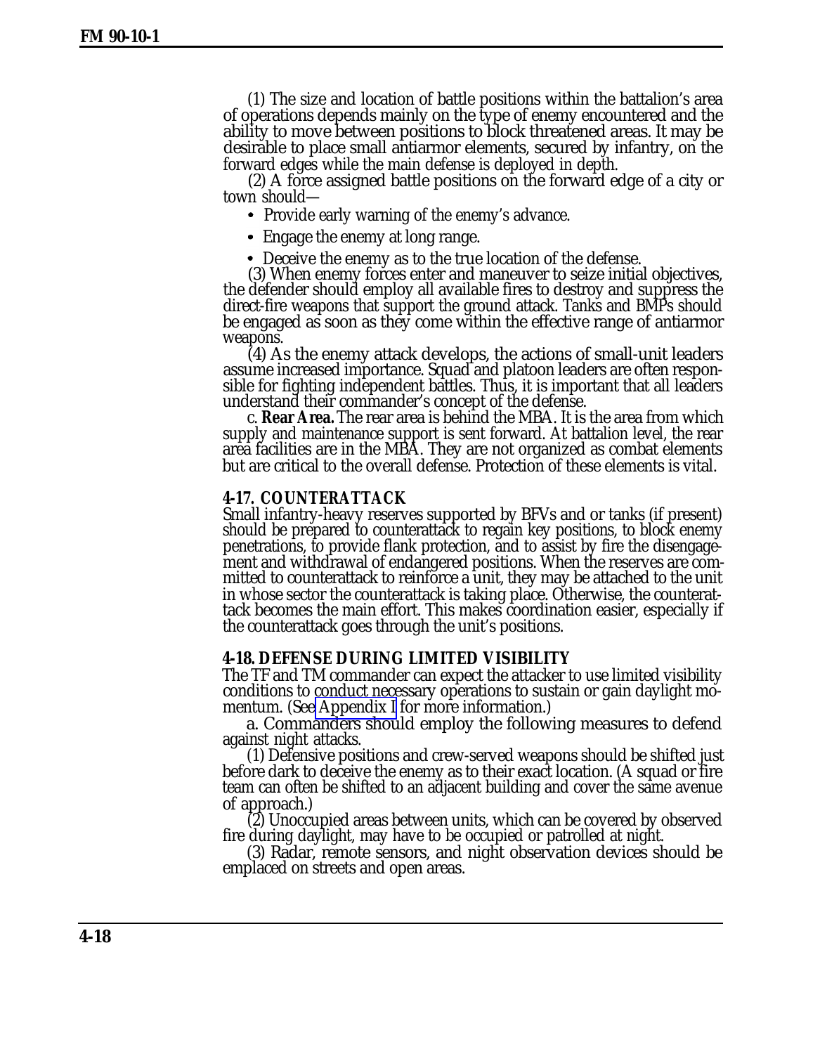(1) The size and location of battle positions within the battalion's area of operations depends mainly on the type of enemy encountered and the ability to move between positions to block threatened areas. It may be desirable to place small antiarmor elements, secured by infantry, on the forward edges while the main defense is deployed in depth.

(2) A force assigned battle positions on the forward edge of a city or town should—

- Provide early warning of the enemy's advance.
- Engage the enemy at long range.
- Deceive the enemy as to the true location of the defense.

(3) When enemy forces enter and maneuver to seize initial objectives, the defender should employ all available fires to destroy and suppress the direct-fire weapons that support the ground attack. Tanks and BMPs should be engaged as soon as they come within the effective range of antiarmor weapons.

(4) As the enemy attack develops, the actions of small-unit leaders assume increased importance. Squad and platoon leaders are often responsible for fighting independent battles. Thus, it is important that all leaders understand their commander's concept of the defense.

c. **Rear Area.** The rear area is behind the MBA. It is the area from which supply and maintenance support is sent forward. At battalion level, the rear area facilities are in the MBA. They are not organized as combat elements but are critical to the overall defense. Protection of these elements is vital.

## 4-17. COUNTERATTACK

Small infantry-heavy reserves supported by BFVs and or tanks (if present) should be prepared to counterattack to regain key positions, to block enemy penetrations, to provide flank protection, and to assist by fire the disengagement and withdrawal of endangered positions. When the reserves are committed to counterattack to reinforce a unit, they may be attached to the unit in whose sector the counterattack is taking place. Otherwise, the counterattack becomes the main effort. This makes coordination easier, especially if the counterattack goes through the unit's positions.

## 4-18. DEFENSE DURING LIMITED VISIBILITY

The TF and TM commander can expect the attacker to use limited visibility conditions to conduct necessary operations to sustain or gain daylight momentum. (See Appendix I for more information.)

a. Commanders should employ the following measures to defend against night attacks.

(1) Defensive positions and crew-served weapons should be shifted just before dark to deceive the enemy as to their exact location. (A squad or fire team can often be shifted to an adjacent building and cover the same avenue of approach.)

(2) Unoccupied areas between units, which can be covered by observed fire during daylight, may have to be occupied or patrolled at night.

(3) Radar, remote sensors, and night observation devices should be emplaced on streets and open areas.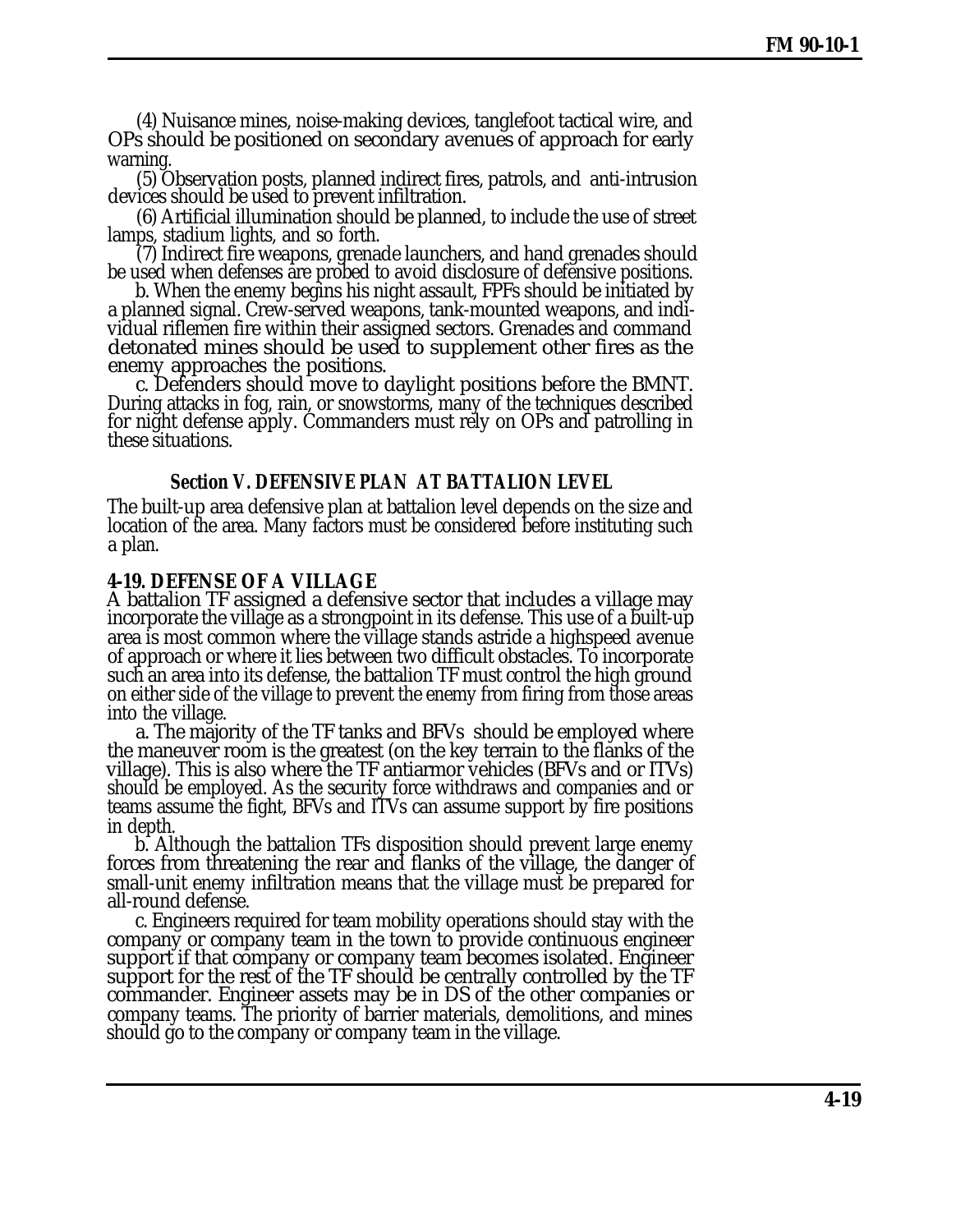(4) Nuisance mines, noise-making devices, tanglefoot tactical wire, and OPs should be positioned on secondary avenues of approach for early warning.

(5) Observation posts, planned indirect fires, patrols, and anti-intrusion devices should be used to prevent infiltration.

(6) Artificial illumination should be planned, to include the use of street lamps, stadium lights, and so forth.

(7) Indirect fire weapons, grenade launchers, and hand grenades should be used when defenses are probed to avoid disclosure of defensive positions.

b. When the enemy begins his night assault, FPFs should be initiated by a planned signal. Crew-served weapons, tank-mounted weapons, and individual riflemen fire within their assigned sectors. Grenades and command detonated mines should be used to supplement other fires as the enemy approaches the positions.

c. Defenders should move to daylight positions before the BMNT. During attacks in fog, rain, or snowstorms, many of the techniques described for night defense apply. Commanders must rely on OPs and patrolling in these situations.

## Section V. DEFENSIVE PLAN AT BATTALION LEVEL

The built-up area defensive plan at battalion level depends on the size and location of the area. Many factors must be considered before instituting such a plan.

### 4-19. DEFENSE OF A VILLAGE

A battalion TF assigned a defensive sector that includes a village may incorporate the village as a strongpoint in its defense. This use of a built-up area is most common where the village stands astride a highspeed avenue of approach or where it lies between two difficult obstacles. To incorporate such an area into its defense, the battalion TF must control the high ground on either side of the village to prevent the enemy from firing from those areas into the village.

a. The majority of the TF tanks and BFVs should be employed where the maneuver room is the greatest (on the key terrain to the flanks of the village). This is also where the TF antiarmor vehicles (BFVs and or ITVs) should be employed. As the security force withdraws and companies and or teams assume the fight, BFVs and ITVs can assume support by fire positions in depth.

b. Although the battalion TFs disposition should prevent large enemy forces from threatening the rear and flanks of the village, the danger of small-unit enemy infiltration means that the village must be prepared for all-round defense.

c. Engineers required for team mobility operations should stay with the company or company team in the town to provide continuous engineer support if that company or company team becomes isolated. Engineer support for the rest of the TF should be centrally controlled by the TF commander. Engineer assets may be in DS of the other companies or company teams. The priority of barrier materials, demolitions, and mines should go to the company or company team in the village.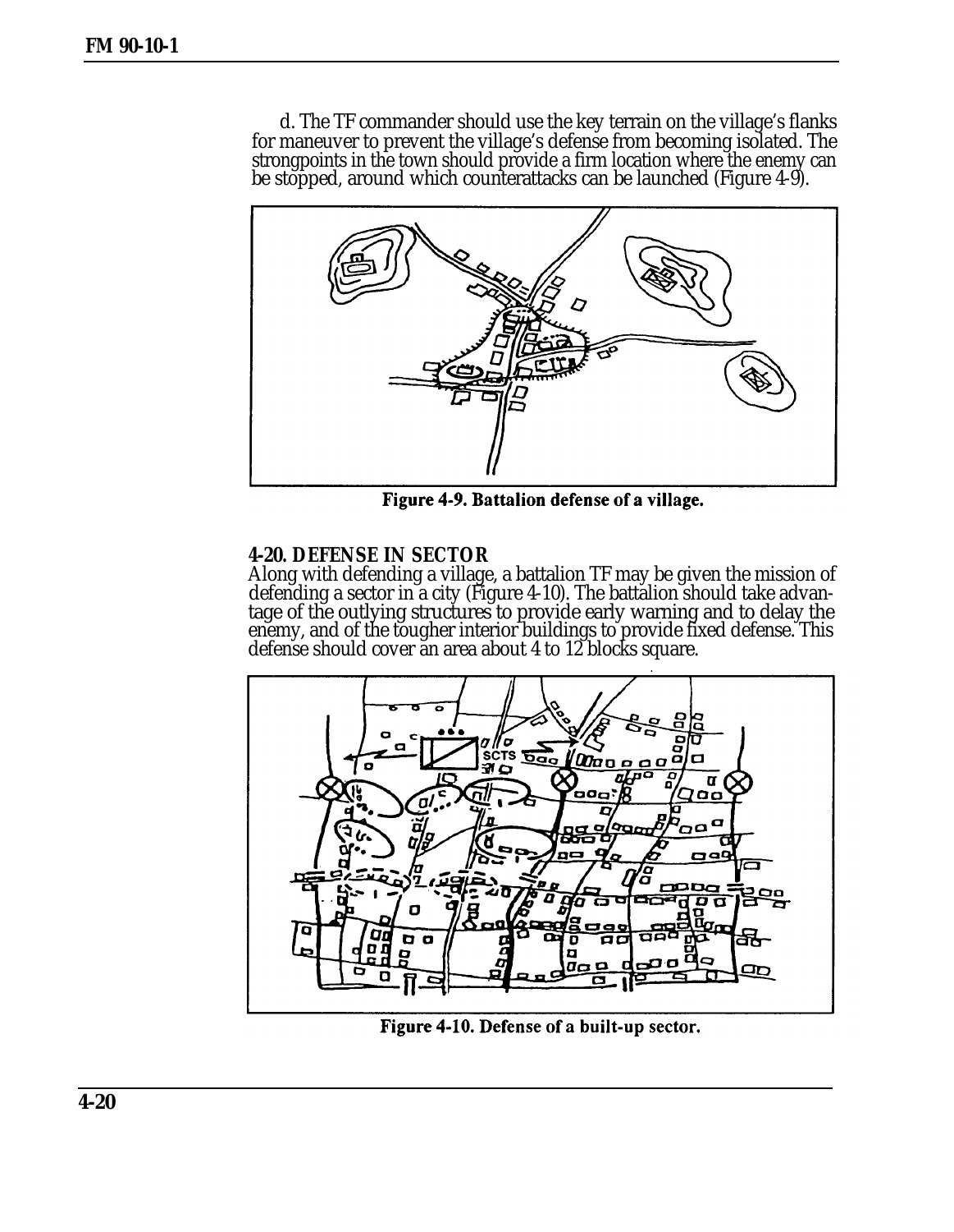d. The TF commander should use the key terrain on the village's flanks for maneuver to prevent the village's defense from becoming isolated. The strongpoints in the town should provide a firm location where the enemy can be stopped, around which counterattacks can be launched (Figure 4-9).

**Figure 4-9. Battalion defense of a village.**

### 4-20. DEFENSE IN SECTOR

Along with defending a village, a battalion TF may be given the mission of defending a sector in a city (Figure 4-10). The battalion should take advantage of the outlying structures to provide early warning and to delay the enemy, and of the tougher interior buildings to provide fixed defense. This defense should cover an area about 4 to 12 blocks square.

**Figure 4-10. Defense of a built-up sector.**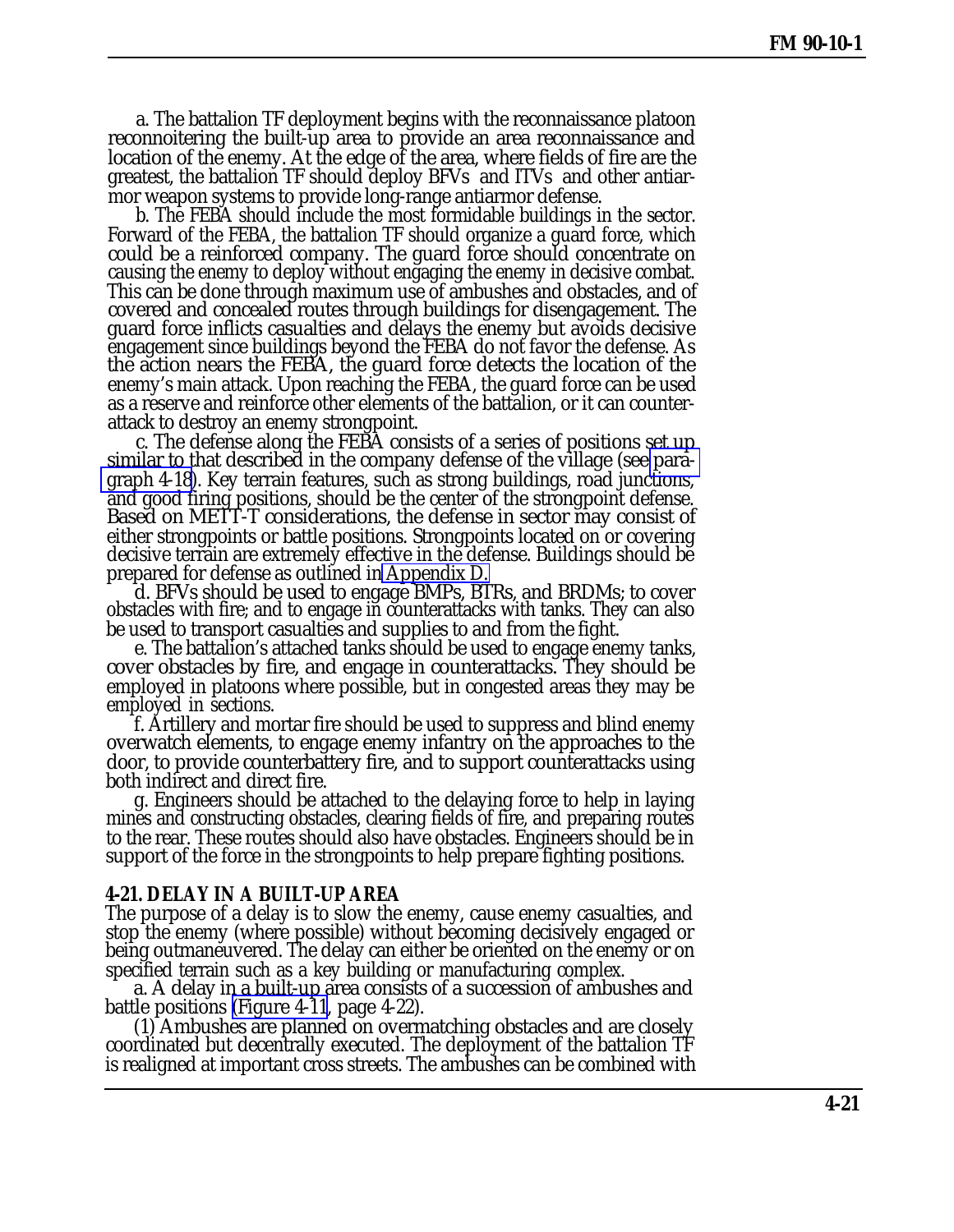a. The battalion TF deployment begins with the reconnaissance platoon reconnoitering the built-up area to provide an area reconnaissance and location of the enemy. At the edge of the area, where fields of fire are the greatest, the battalion TF should deploy BFVs and ITVs and other antiarmor weapon systems to provide long-range antiarmor defense.

b. The FEBA should include the most formidable buildings in the sector. Forward of the FEBA, the battalion TF should organize a guard force, which could be a reinforced company. The guard force should concentrate on causing the enemy to deploy without engaging the enemy in decisive combat. This can be done through maximum use of ambushes and obstacles, and of covered and concealed routes through buildings for disengagement. The guard force inflicts casualties and delays the enemy but avoids decisive engagement since buildings beyond the FEBA do not favor the defense. As the action nears the FEBA, the guard force detects the location of the enemy's main attack. Upon reaching the FEBA, the guard force can be used as a reserve and reinforce other elements of the battalion, or it can counterattack to destroy an enemy strongpoint.

c. The defense along the FEBA consists of a series of positions set up similar to that described in the company defense of the village (see paragraph 4-18). Key terrain features, such as strong buildings, road junctions, and good firing positions, should be the center of the strongpoint defense. Based on METT-T considerations, the defense in sector may consist of either strongpoints or battle positions. Strongpoints located on or covering decisive terrain are extremely effective in the defense. Buildings should be prepared for defense as outlined in Appendix D.

d. BFVs should be used to engage BMPs, BTRs, and BRDMs; to cover obstacles with fire; and to engage in counterattacks with tanks. They can also be used to transport casualties and supplies to and from the fight.

e. The battalion's attached tanks should be used to engage enemy tanks, cover obstacles by fire, and engage in counterattacks. They should be employed in platoons where possible, but in congested areas they may be employed in sections.

f. Artillery and mortar fire should be used to suppress and blind enemy overwatch elements, to engage enemy infantry on the approaches to the door, to provide counterbattery fire, and to support counterattacks using both indirect and direct fire.

g. Engineers should be attached to the delaying force to help in laying mines and constructing obstacles, clearing fields of fire, and preparing routes to the rear. These routes should also have obstacles. Engineers should be in support of the force in the strongpoints to help prepare fighting positions.

### 4-21. DELAY IN A BUILT-UP AREA

The purpose of a delay is to slow the enemy, cause enemy casualties, and stop the enemy (where possible) without becoming decisively engaged or being outmaneuvered. The delay can either be oriented on the enemy or on specified terrain such as a key building or manufacturing complex.

a. A delay in a built-up area consists of a succession of ambushes and battle positions (Figure 4-11, page 4-22).

(1) Ambushes are planned on overmatching obstacles and are closely coordinated but decentrally executed. The deployment of the battalion TF is realigned at important cross streets. The ambushes can be combined with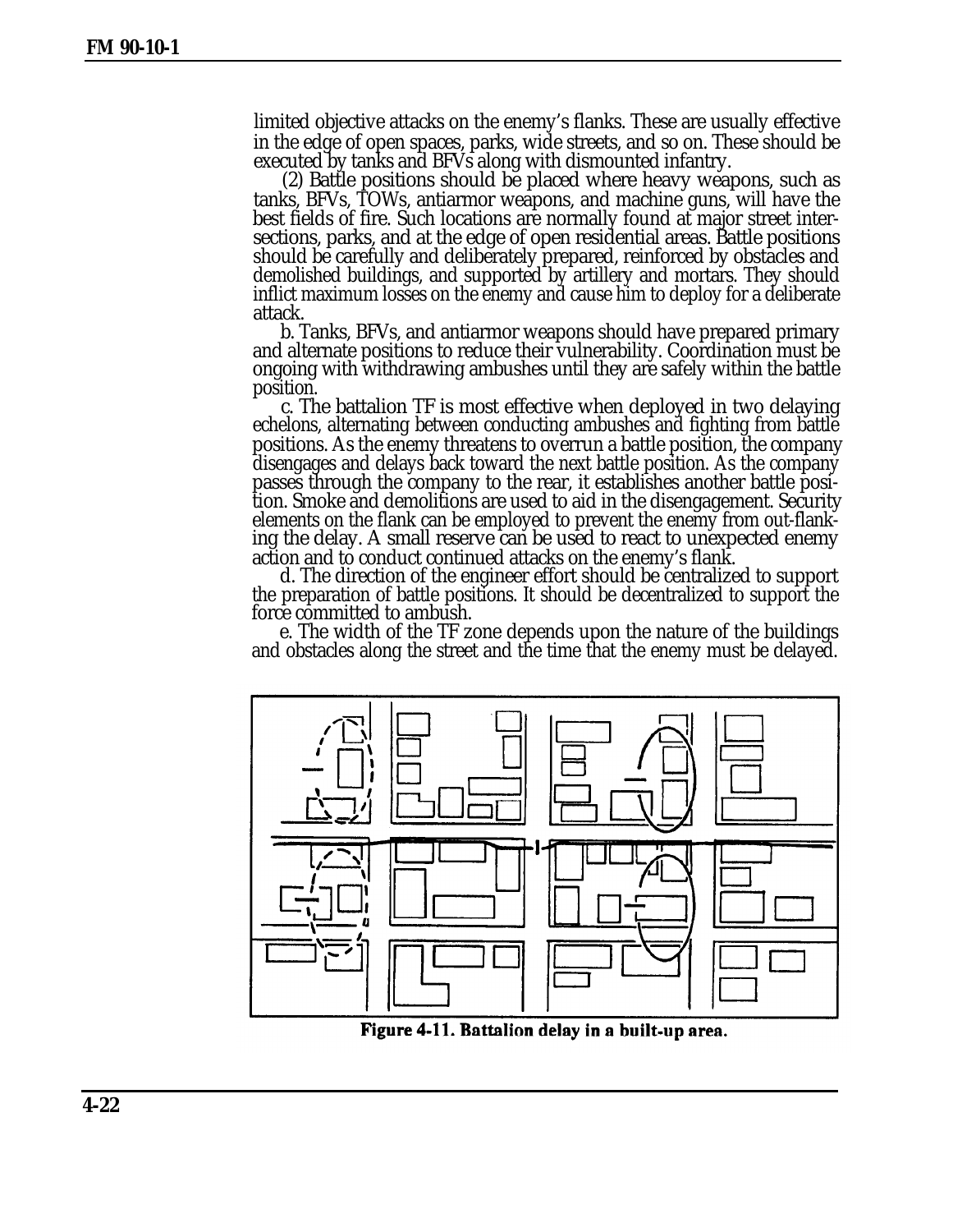limited objective attacks on the enemy's flanks. These are usually effective in the edge of open spaces, parks, wide streets, and so on. These should be executed by tanks and BFVs along with dismounted infantry.

(2) Battle positions should be placed where heavy weapons, such as tanks, BFVs, TOWs, antiarmor weapons, and machine guns, will have the best fields of fire. Such locations are normally found at major street intersections, parks, and at the edge of open residential areas. Battle positions should be carefully and deliberately prepared, reinforced by obstacles and demolished buildings, and supported by artillery and mortars. They should inflict maximum losses on the enemy and cause him to deploy for a deliberate attack.

b. Tanks, BFVs, and antiarmor weapons should have prepared primary and alternate positions to reduce their vulnerability. Coordination must be ongoing with withdrawing ambushes until they are safely within the battle position.

c. The battalion TF is most effective when deployed in two delaying echelons, alternating between conducting ambushes and fighting from battle positions. As the enemy threatens to overrun a battle position, the company disengages and delays back toward the next battle position. As the company passes through the company to the rear, it establishes another battle position. Smoke and demolitions are used to aid in the disengagement. Security elements on the flank can be employed to prevent the enemy from out-flanking the delay. A small reserve can be used to react to unexpected enemy action and to conduct continued attacks on the enemy's flank.

d. The direction of the engineer effort should be centralized to support the preparation of battle positions. It should be decentralized to support the force committed to ambush.

e. The width of the TF zone depends upon the nature of the buildings and obstacles along the street and the time that the enemy must be delayed.

**Figure 4-11. Battalion delay in a built-up area.**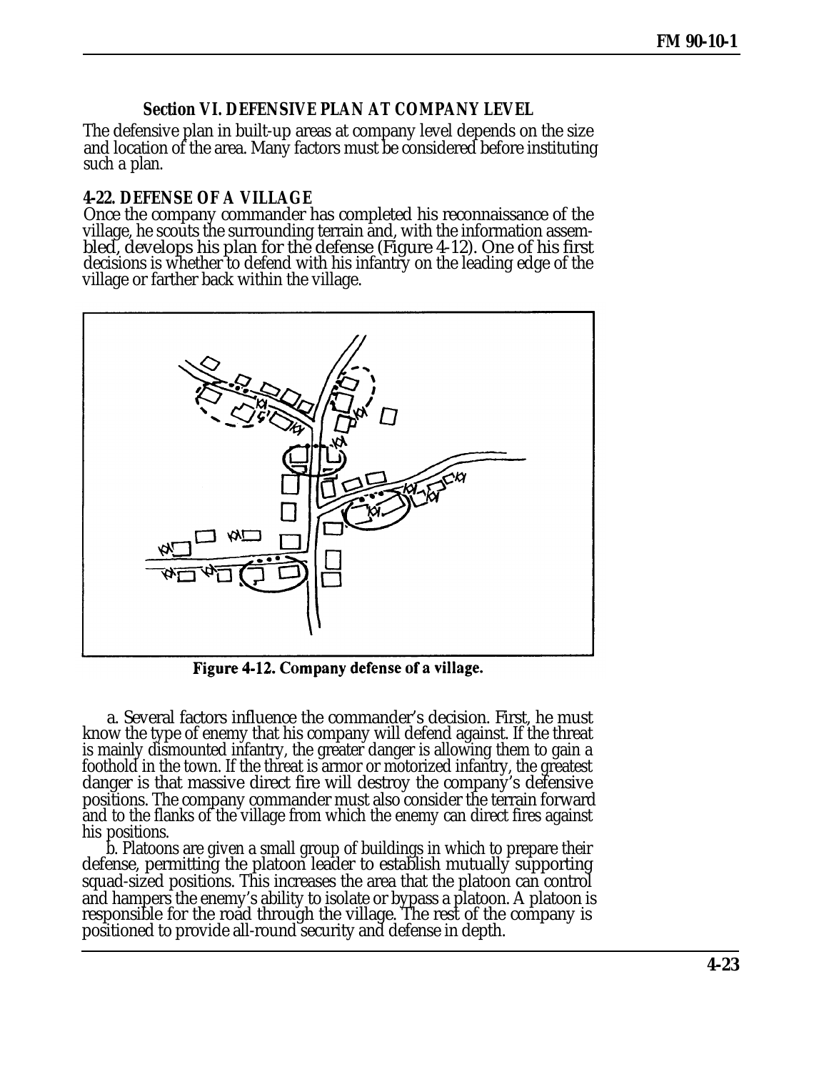### Section VI. DEFENSIVE PLAN AT COMPANY LEVEL

The defensive plan in built-up areas at company level depends on the size and location of the area. Many factors must be considered before instituting such a plan.

#### 4-22. DEFENSE OF A VILLAGE

Once the company commander has completed his reconnaissance of the village, he scouts the surrounding terrain and, with the information assembled, develops his plan for the defense (Figure 4-12). One of his first decisions is whether to defend with his infantry on the leading edge of the village or farther back within the village.

Figure 4-12. Company defense of a village.

a. Several factors influence the commander's decision. First, he must know the type of enemy that his company will defend against. If the threat is mainly dismounted infantry, the greater danger is allowing them to gain a foothold in the town. If the threat is armor or motorized infantry, the greatest danger is that massive direct fire will destroy the company's defensive positions. The company commander must also consider the terrain forward and to the flanks of the village from which the enemy can direct fires against his positions.

b. Platoons are given a small group of buildings in which to prepare their defense, permitting the platoon leader to establish mutually supporting squad-sized positions. This increases the area that the platoon can control and hampers the enemy's ability to isolate or bypass a platoon. A platoon is responsible for the road through the village. The rest of the company is positioned to provide all-round security and defense in depth.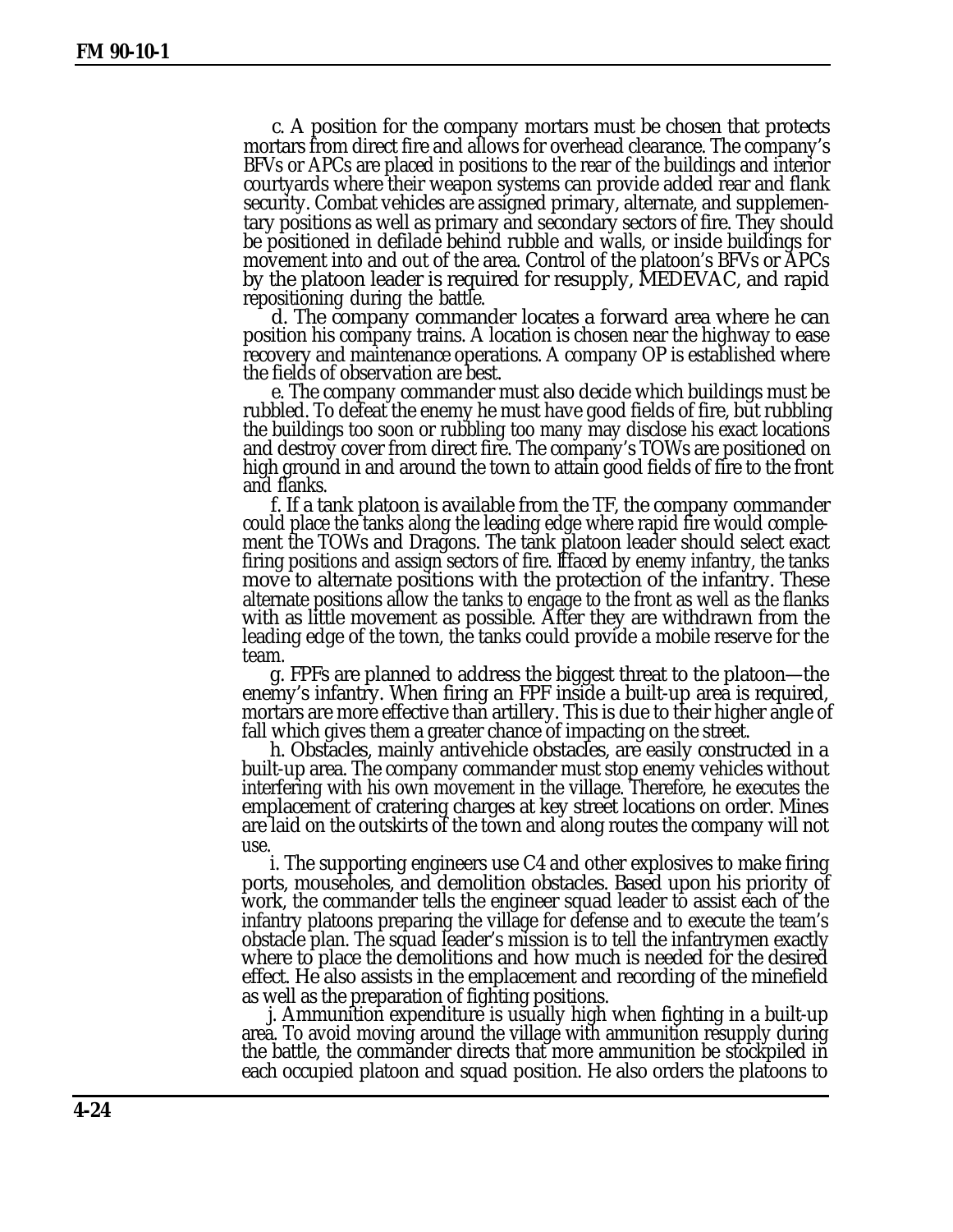c. A position for the company mortars must be chosen that protects mortars from direct fire and allows for overhead clearance. The company's BFVs or APCs are placed in positions to the rear of the buildings and interior courtyards where their weapon systems can provide added rear and flank security. Combat vehicles are assigned primary, alternate, and supplementary positions as well as primary and secondary sectors of fire. They should be positioned in defilade behind rubble and walls, or inside buildings for movement into and out of the area. Control of the platoon's BFVs or APCs by the platoon leader is required for resupply, MEDEVAC, and rapid repositioning during the battle.

d. The company commander locates a forward area where he can position his company trains. A location is chosen near the highway to ease recovery and maintenance operations. A company OP is established where the fields of observation are best.

e. The company commander must also decide which buildings must be rubbled. To defeat the enemy he must have good fields of fire, but rubbling the buildings too soon or rubbling too many may disclose his exact locations and destroy cover from direct fire. The company's TOWs are positioned on high ground in and around the town to attain good fields of fire to the front and flanks.

f. If a tank platoon is available from the TF, the company commander could place the tanks along the leading edge where rapid fire would complement the TOWs and Dragons. The tank platoon leader should select exact firing positions and assign sectors of fire. If faced by enemy infantry, the tanks move to alternate positions with the protection of the infantry. These alternate positions allow the tanks to engage to the front as well as the flanks with as little movement as possible. After they are withdrawn from the leading edge of the town, the tanks could provide a mobile reserve for the team.

g. FPFs are planned to address the biggest threat to the platoon—the enemy's infantry. When firing an FPF inside a built-up area is required, mortars are more effective than artillery. This is due to their higher angle of fall which gives them a greater chance of impacting on the street.

h. Obstacles, mainly antivehicle obstacles, are easily constructed in a built-up area. The company commander must stop enemy vehicles without interfering with his own movement in the village. Therefore, he executes the emplacement of cratering charges at key street locations on order. Mines are laid on the outskirts of the town and along routes the company will not use.

i. The supporting engineers use C4 and other explosives to make firing ports, mouseholes, and demolition obstacles. Based upon his priority of work, the commander tells the engineer squad leader to assist each of the infantry platoons preparing the village for defense and to execute the team's obstacle plan. The squad leader's mission is to tell the infantrymen exactly where to place the demolitions and how much is needed for the desired effect. He also assists in the emplacement and recording of the minefield as well as the preparation of fighting positions.

j. Ammunition expenditure is usually high when fighting in a built-up area. To avoid moving around the village with ammunition resupply during the battle, the commander directs that more ammunition be stockpiled in each occupied platoon and squad position. He also orders the platoons to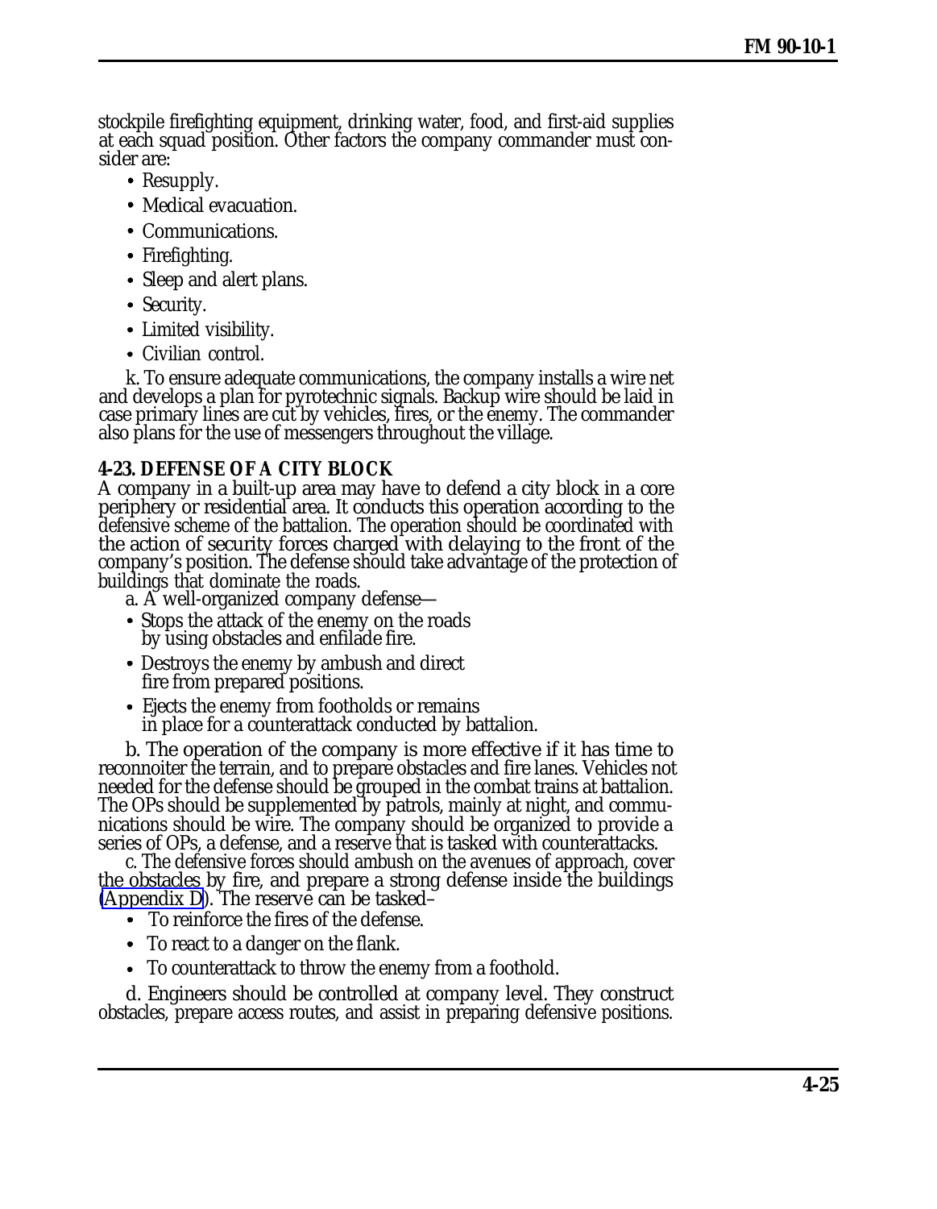stockpile firefighting equipment, drinking water, food, and first-aid supplies at each squad position. Other factors the company commander must consider are:

- Resupply.
- Medical evacuation.
- Communications.
- Firefighting.
- Sleep and alert plans.
- Security.
- Limited visibility.
- Civilian control.

k. To ensure adequate communications, the company installs a wire net and develops a plan for pyrotechnic signals. Backup wire should be laid in case primary lines are cut by vehicles, fires, or the enemy. The commander also plans for the use of messengers throughout the village.

### 4-23. DEFENSE OF A CITY BLOCK

A company in a built-up area may have to defend a city block in a core periphery or residential area. It conducts this operation according to the defensive scheme of the battalion. The operation should be coordinated with the action of security forces charged with delaying to the front of the company's position. The defense should take advantage of the protection of buildings that dominate the roads.

a. A well-organized company defense—

- Stops the attack of the enemy on the roads by using obstacles and enfilade fire.
- Destroys the enemy by ambush and direct fire from prepared positions.
- Ejects the enemy from footholds or remains in place for a counterattack conducted by battalion.

b. The operation of the company is more effective if it has time to reconnoiter the terrain, and to prepare obstacles and fire lanes. Vehicles not needed for the defense should be grouped in the combat trains at battalion. The OPs should be supplemented by patrols, mainly at night, and communications should be wire. The company should be organized to provide a series of OPs, a defense, and a reserve that is tasked with counterattacks.

c. The defensive forces should ambush on the avenues of approach, cover the obstacles by fire, and prepare a strong defense inside the buildings (Appendix D). The reserve can be tasked–

- To reinforce the fires of the defense.
- To react to a danger on the flank.
- To counterattack to throw the enemy from a foothold.

d. Engineers should be controlled at company level. They construct obstacles, prepare access routes, and assist in preparing defensive positions.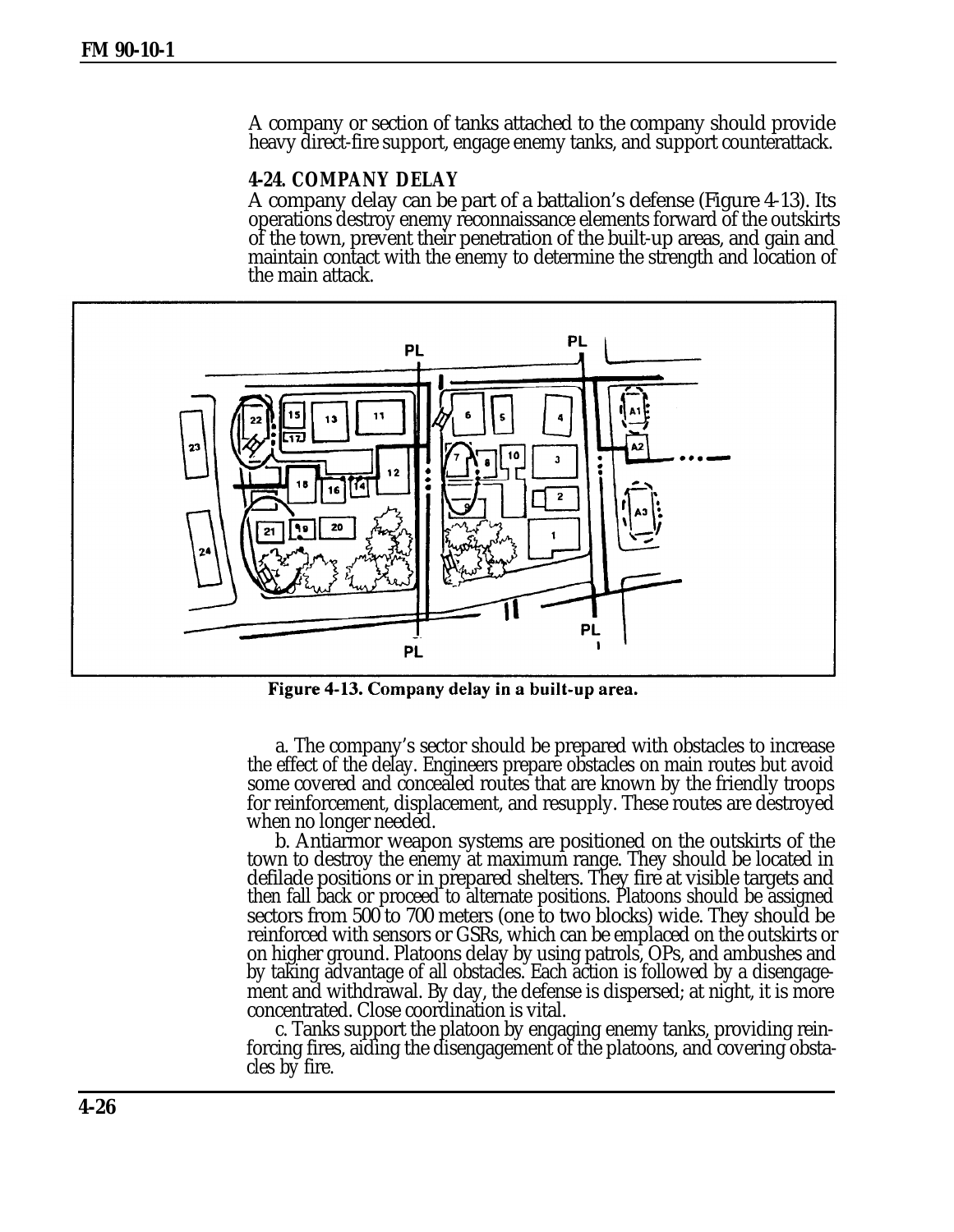A company or section of tanks attached to the company should provide heavy direct-fire support, engage enemy tanks, and support counterattack.

**4-24. COMPANY DELAY**

A company delay can be part of a battalion's defense (Figure 4-13). Its operations destroy enemy reconnaissance elements forward of the outskirts of the town, prevent their penetration of the built-up areas, and gain and maintain contact with the enemy to determine the strength and location of the main attack.

**Figure 4-13. Company delay in a built-up area.**

a. The company's sector should be prepared with obstacles to increase the effect of the delay. Engineers prepare obstacles on main routes but avoid some covered and concealed routes that are known by the friendly troops for reinforcement, displacement, and resupply. These routes are destroyed when no longer needed.

b. Antiarmor weapon systems are positioned on the outskirts of the town to destroy the enemy at maximum range. They should be located in defilade positions or in prepared shelters. They fire at visible targets and then fall back or proceed to alternate positions. Platoons should be assigned sectors from 500 to 700 meters (one to two blocks) wide. They should be reinforced with sensors or GSRs, which can be emplaced on the outskirts or on higher ground. Platoons delay by using patrols, OPs, and ambushes and by taking advantage of all obstacles. Each action is followed by a disengagement and withdrawal. By day, the defense is dispersed; at night, it is more concentrated. Close coordination is vital.

c. Tanks support the platoon by engaging enemy tanks, providing reinforcing fires, aiding the disengagement of the platoons, and covering obstacles by fire.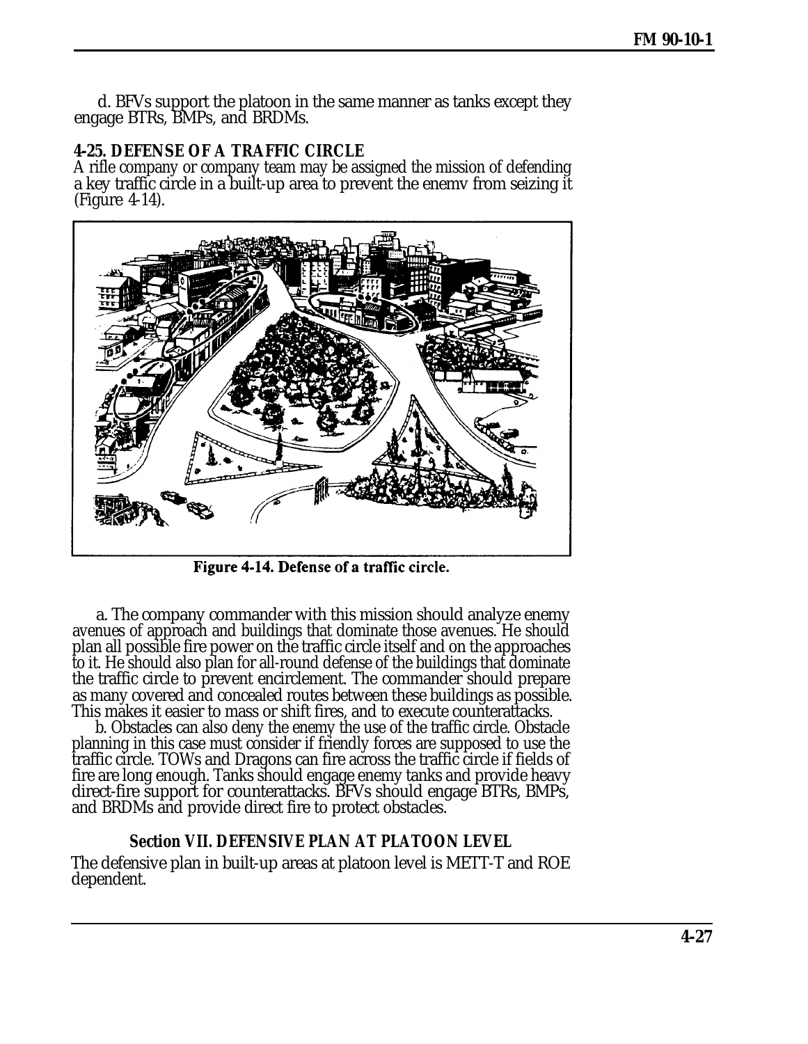d. BFVs support the platoon in the same manner as tanks except they engage BTRs, BMPs, and BRDMs.

**4-25. DEFENSE OF A TRAFFIC CIRCLE**

A rifle company or company team may be assigned the mission of defending a key traffic circle in a built-up area to prevent the enemv from seizing it (Figure 4-14).

**Figure 4-14. Defense of a traffic circle.**

a. The company commander with this mission should analyze enemy avenues of approach and buildings that dominate those avenues. He should plan all possible fire power on the traffic circle itself and on the approaches to it. He should also plan for all-round defense of the buildings that dominate the traffic circle to prevent encirclement. The commander should prepare as many covered and concealed routes between these buildings as possible. This makes it easier to mass or shift fires, and to execute counterattacks.

b. Obstacles can also deny the enemy the use of the traffic circle. Obstacle planning in this case must consider if friendly forces are supposed to use the traffic circle. TOWs and Dragons can fire across the traffic circle if fields of fire are long enough. Tanks should engage enemy tanks and provide heavy direct-fire support for counterattacks. BFVs should engage BTRs, BMPs, and BRDMs and provide direct fire to protect obstacles.

## Section VII. DEFENSIVE PLAN AT PLATOON LEVEL

The defensive plan in built-up areas at platoon level is METT-T and ROE dependent.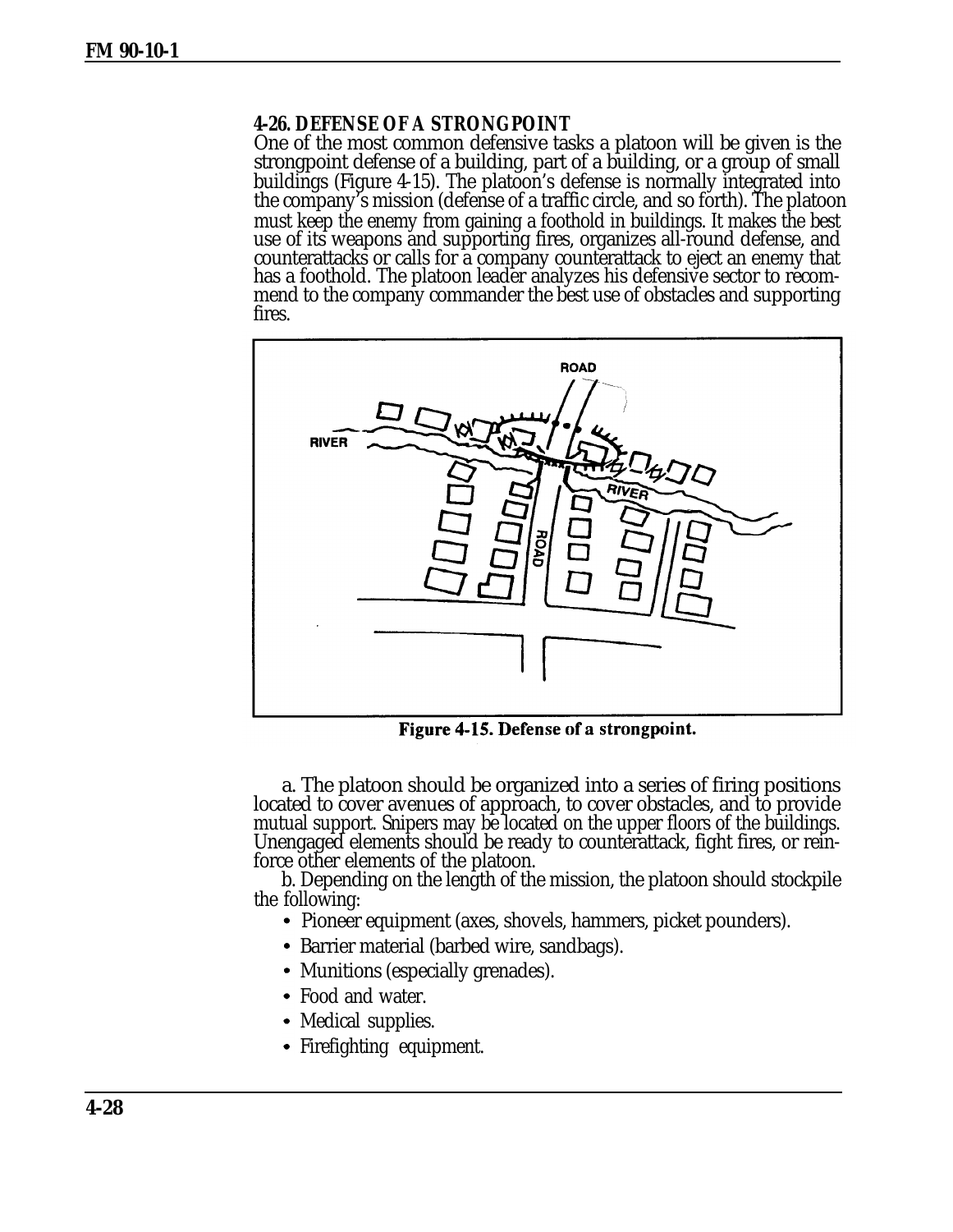### 4-26. DEFENSE OF A STRONGPOINT

One of the most common defensive tasks a platoon will be given is the strongpoint defense of a building, part of a building, or a group of small buildings (Figure 4-15). The platoon's defense is normally integrated into the company's mission (defense of a traffic circle, and so forth). The platoon must keep the enemy from gaining a foothold in buildings. It makes the best use of its weapons and supporting fires, organizes all-round defense, and counterattacks or calls for a company counterattack to eject an enemy that has a foothold. The platoon leader analyzes his defensive sector to recommend to the company commander the best use of obstacles and supporting fires.

Figure 4-15. Defense of a strongpoint.

a. The platoon should be organized into a series of firing positions located to cover avenues of approach, to cover obstacles, and to provide mutual support. Snipers may be located on the upper floors of the buildings. Unengaged elements should be ready to counterattack, fight fires, or reinforce other elements of the platoon.

b. Depending on the length of the mission, the platoon should stockpile the following:

- Pioneer equipment (axes, shovels, hammers, picket pounders).
- Barrier material (barbed wire, sandbags).
- Munitions (especially grenades).
- Food and water.
- Medical supplies.
- Firefighting equipment.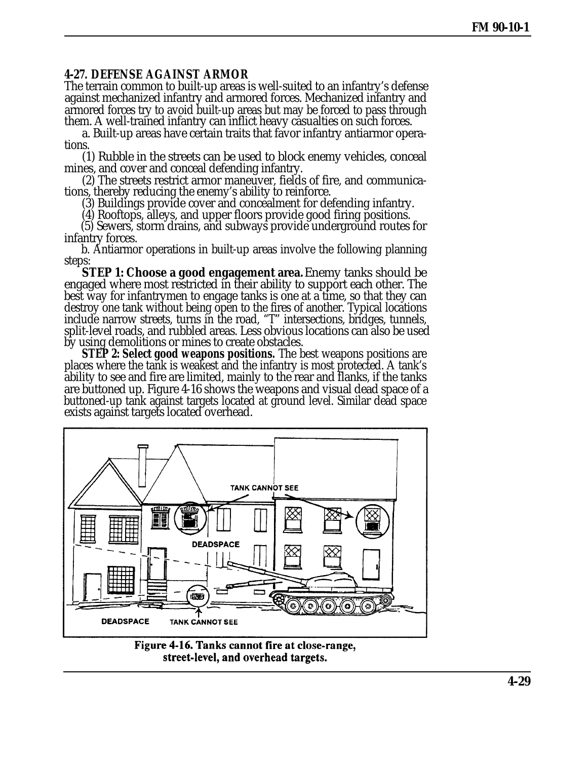### 4-27. DEFENSE AGAINST ARMOR

The terrain common to built-up areas is well-suited to an infantry's defense against mechanized infantry and armored forces. Mechanized infantry and armored forces try to avoid built-up areas but may be forced to pass through them. A well-trained infantry can inflict heavy casualties on such forces.

a. Built-up areas have certain traits that favor infantry antiarmor operations.

(1) Rubble in the streets can be used to block enemy vehicles, conceal mines, and cover and conceal defending infantry.

(2) The streets restrict armor maneuver, fields of fire, and communications, thereby reducing the enemy's ability to reinforce.

(3) Buildings provide cover and concealment for defending infantry.

(4) Rooftops, alleys, and upper floors provide good firing positions.

(5) Sewers, storm drains, and subways provide underground routes for infantry forces.

b. Antiarmor operations in built-up areas involve the following planning steps:

**STEP 1: Choose a good engagement area.** Enemy tanks should be engaged where most restricted in their ability to support each other. The best way for infantrymen to engage tanks is one at a time, so that they can destroy one tank without being open to the fires of another. Typical locations include narrow streets, turns in the road, "T" intersections, bridges, tunnels, split-level roads, and rubbled areas. Less obvious locations can also be used by using demolitions or mines to create obstacles.

**STEP 2: Select good weapons positions.** The best weapons positions are places where the tank is weakest and the infantry is most protected. A tank's ability to see and fire are limited, mainly to the rear and flanks, if the tanks are buttoned up. Figure 4-16 shows the weapons and visual dead space of a buttoned-up tank against targets located at ground level. Similar dead space exists against targets located overhead.

**Figure 4-16. Tanks cannot fire at close-range, street-level, and overhead targets.**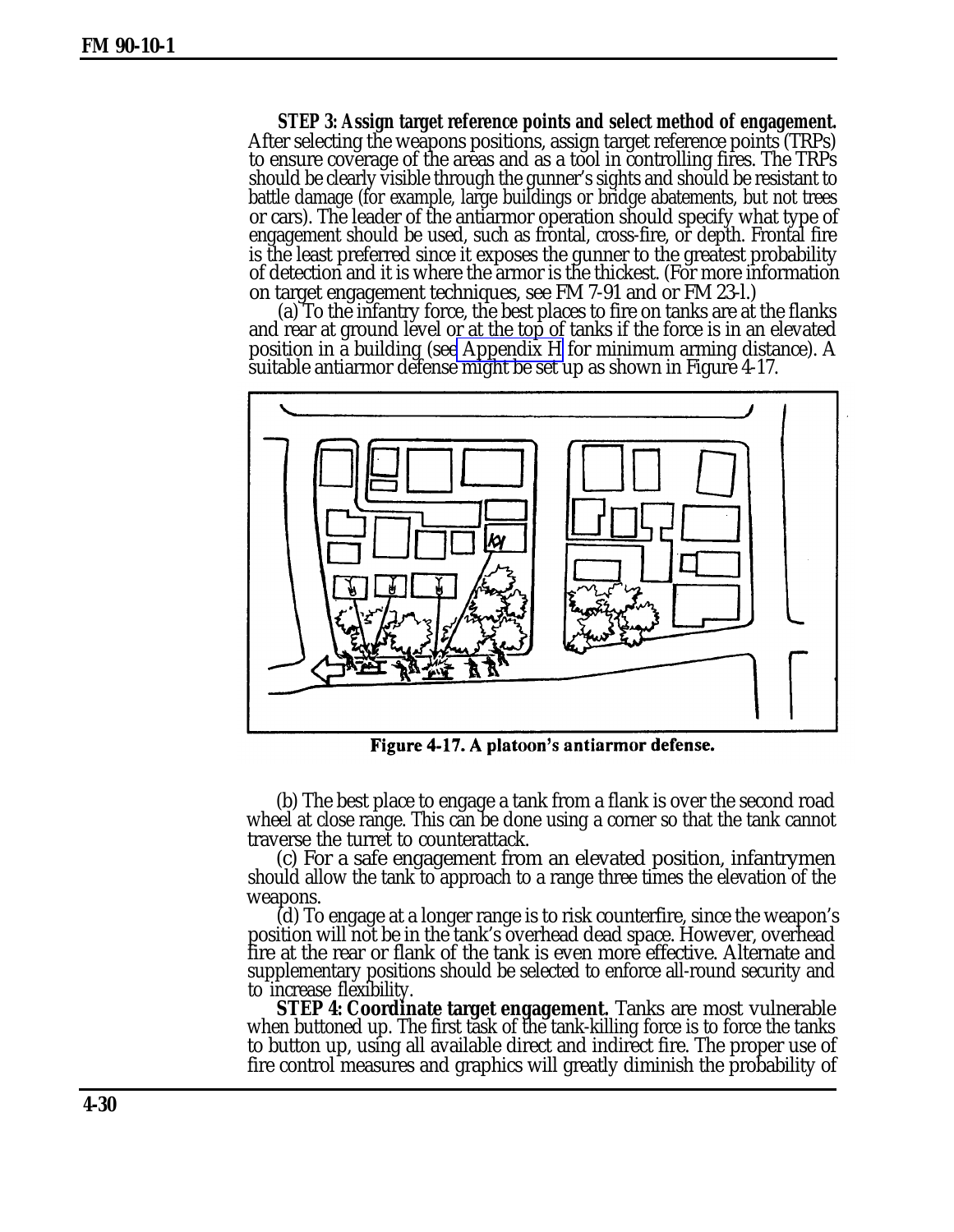**STEP 3: Assign target reference points and select method of engagement.** After selecting the weapons positions, assign target reference points (TRPs) to ensure coverage of the areas and as a tool in controlling fires. The TRPs should be clearly visible through the gunner's sights and should be resistant to battle damage (for example, large buildings or bridge abatements, but not trees or cars). The leader of the antiarmor operation should specify what type of engagement should be used, such as frontal, cross-fire, or depth. Frontal fire is the least preferred since it exposes the gunner to the greatest probability of detection and it is where the armor is the thickest. (For more information on target engagement techniques, see FM 7-91 and or FM 23-l.)

(a) To the infantry force, the best places to fire on tanks are at the flanks and rear at ground level or at the top of tanks if the force is in an elevated position in a building (see Appendix H for minimum arming distance). A suitable antiarmor defense might be set up as shown in Figure 4-17.

**Figure 4-17. A platoon's antiarmor defense.**

(b) The best place to engage a tank from a flank is over the second road wheel at close range. This can be done using a corner so that the tank cannot traverse the turret to counterattack.

(c) For a safe engagement from an elevated position, infantrymen should allow the tank to approach to a range three times the elevation of the weapons.

(d) To engage at a longer range is to risk counterfire, since the weapon's position will not be in the tank's overhead dead space. However, overhead fire at the rear or flank of the tank is even more effective. Alternate and supplementary positions should be selected to enforce all-round security and to increase flexibility.

**STEP 4: Coordinate target engagement.** Tanks are most vulnerable when buttoned up. The first task of the tank-killing force is to force the tanks to button up, using all available direct and indirect fire. The proper use of fire control measures and graphics will greatly diminish the probability of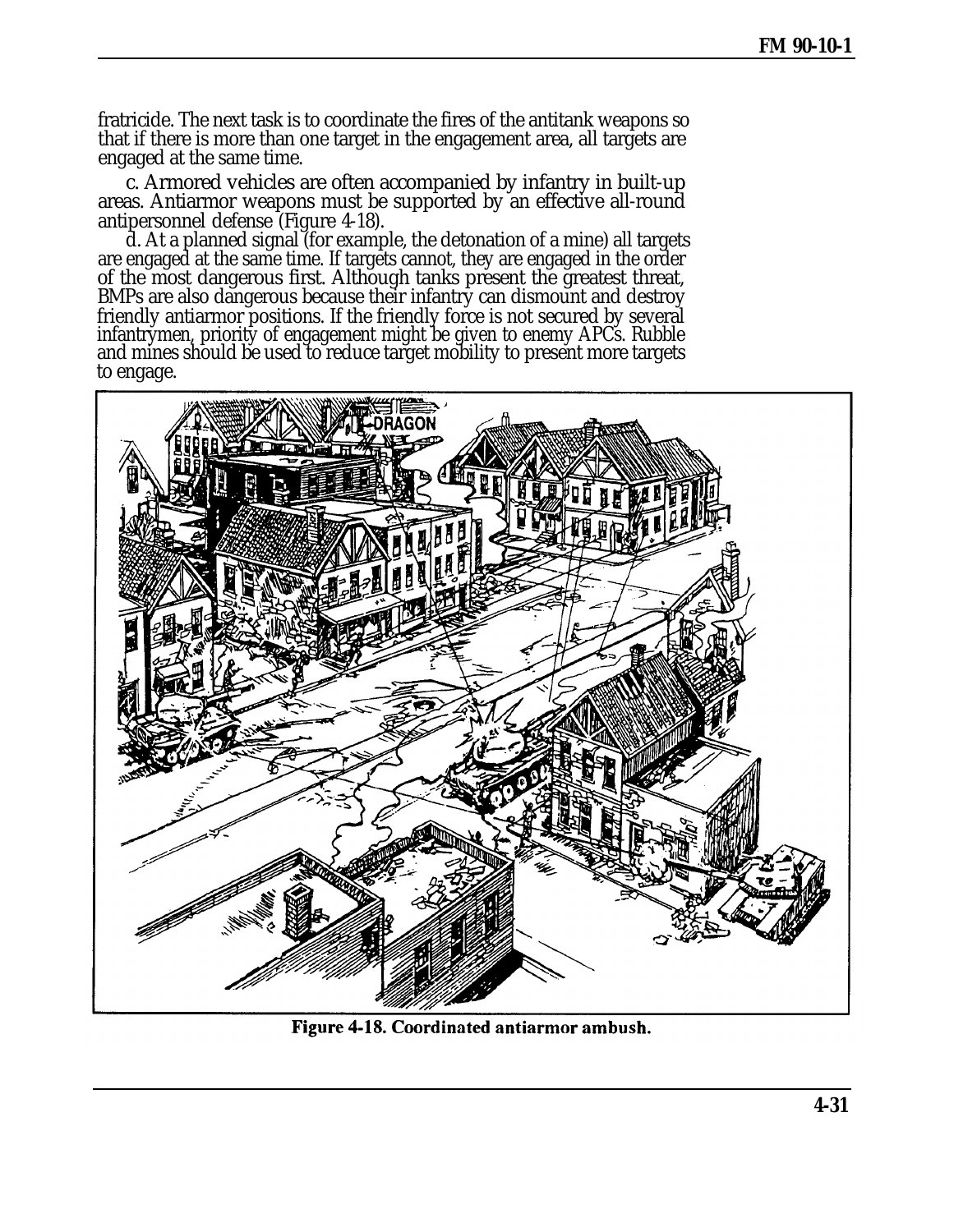fratricide. The next task is to coordinate the fires of the antitank weapons so that if there is more than one target in the engagement area, all targets are engaged at the same time.

c. Armored vehicles are often accompanied by infantry in built-up areas. Antiarmor weapons must be supported by an effective all-round antipersonnel defense (Figure 4-18).

d. At a planned signal (for example, the detonation of a mine) all targets are engaged at the same time. If targets cannot, they are engaged in the order of the most dangerous first. Although tanks present the greatest threat, BMPs are also dangerous because their infantry can dismount and destroy friendly antiarmor positions. If the friendly force is not secured by several infantrymen, priority of engagement might be given to enemy APCs. Rubble and mines should be used to reduce target mobility to present more targets to engage.

**Figure 4-18. Coordinated antiarmor ambush.**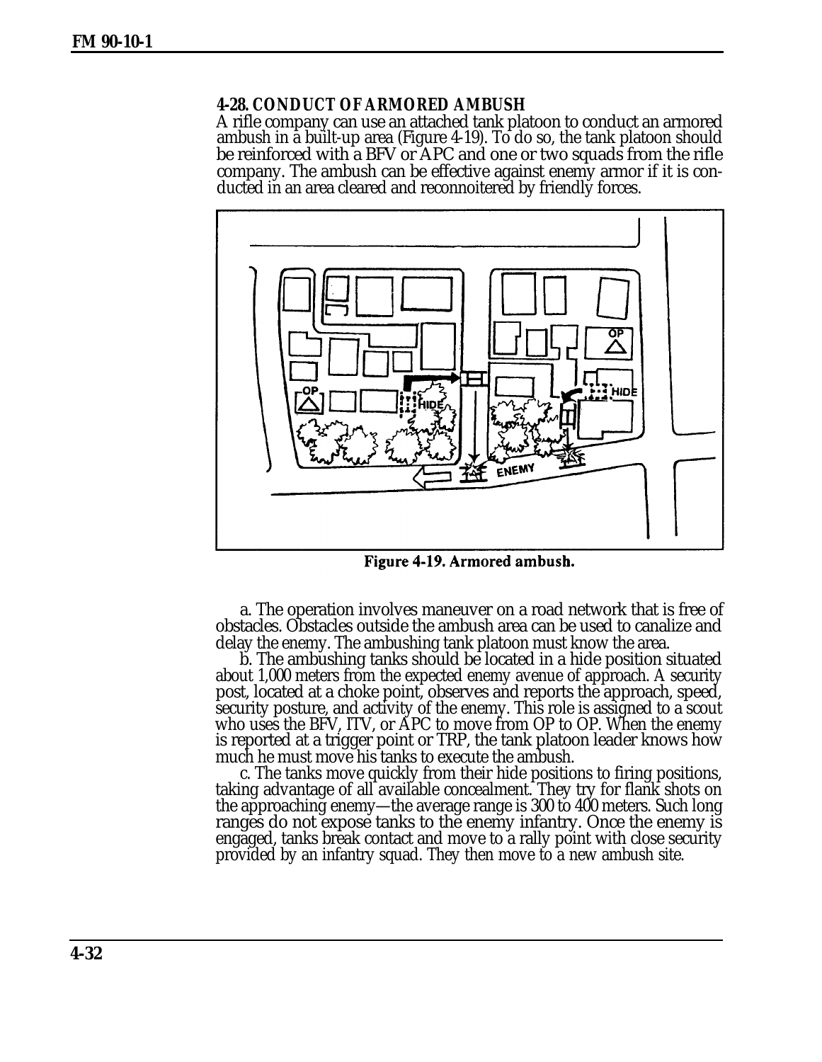## 4-28. CONDUCT OF ARMORED AMBUSH

A rifle company can use an attached tank platoon to conduct an armored ambush in a built-up area (Figure 4-19). To do so, the tank platoon should be reinforced with a BFV or APC and one or two squads from the rifle company. The ambush can be effective against enemy armor if it is conducted in an area cleared and reconnoitered by friendly forces.

OP

HIDE

OP

HIDE

ENEMY

Figure 4-19. Armored ambush.

a. The operation involves maneuver on a road network that is free of obstacles. Obstacles outside the ambush area can be used to canalize and delay the enemy. The ambushing tank platoon must know the area.

b. The ambushing tanks should be located in a hide position situated about 1,000 meters from the expected enemy avenue of approach. A security post, located at a choke point, observes and reports the approach, speed, security posture, and activity of the enemy. This role is assigned to a scout who uses the BFV, ITV, or APC to move from OP to OP. When the enemy is reported at a trigger point or TRP, the tank platoon leader knows how much he must move his tanks to execute the ambush.

c. The tanks move quickly from their hide positions to firing positions, taking advantage of all available concealment. They try for flank shots on the approaching enemy—the average range is 300 to 400 meters. Such long ranges do not expose tanks to the enemy infantry. Once the enemy is engaged, tanks break contact and move to a rally point with close security provided by an infantry squad. They then move to a new ambush site.